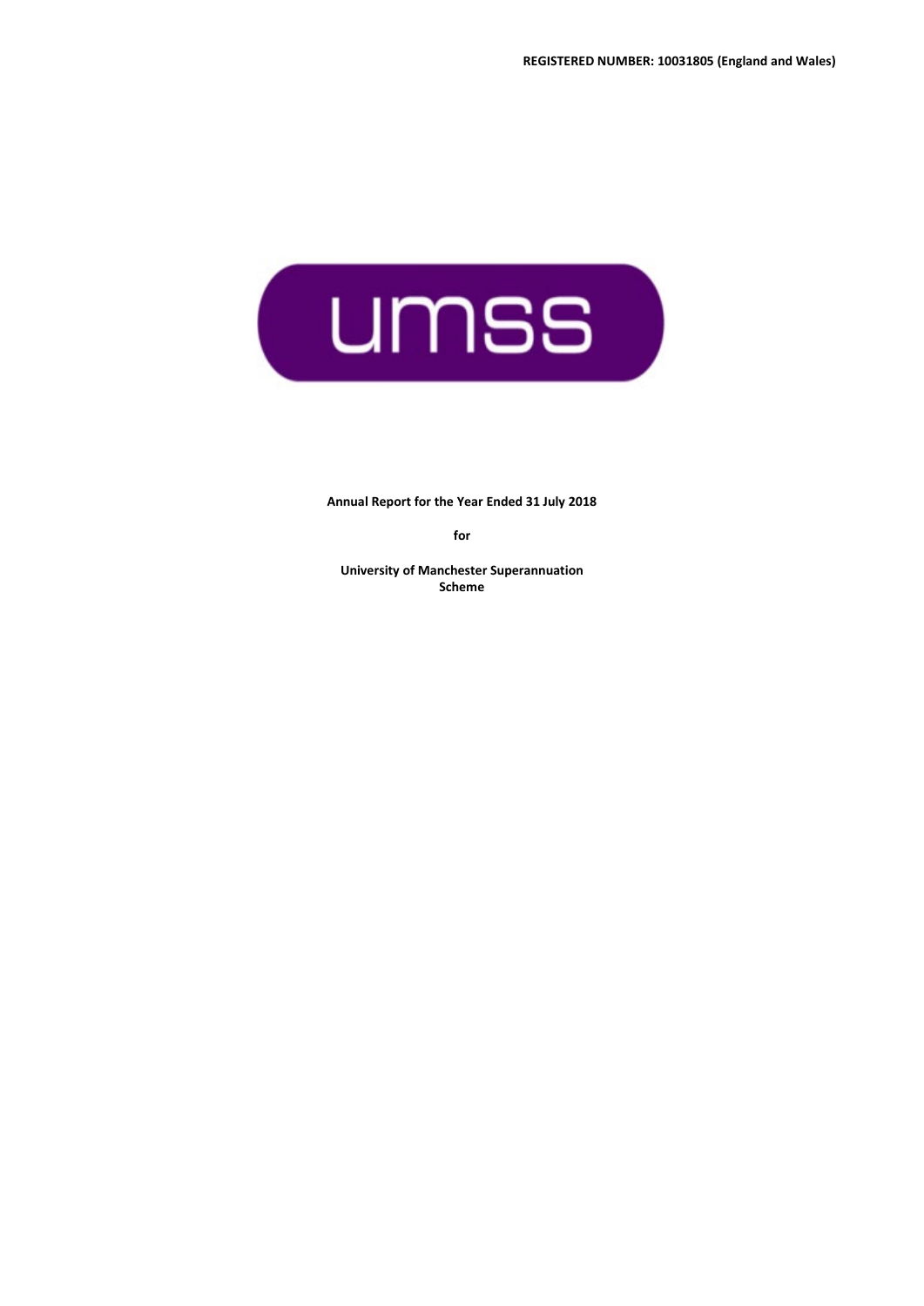**REGISTERED NUMBER: 10031805 (England and Wales)**

umss

**Annual Report for the Year Ended 31 July 2018**

**for**

**University of Manchester Superannuation Scheme**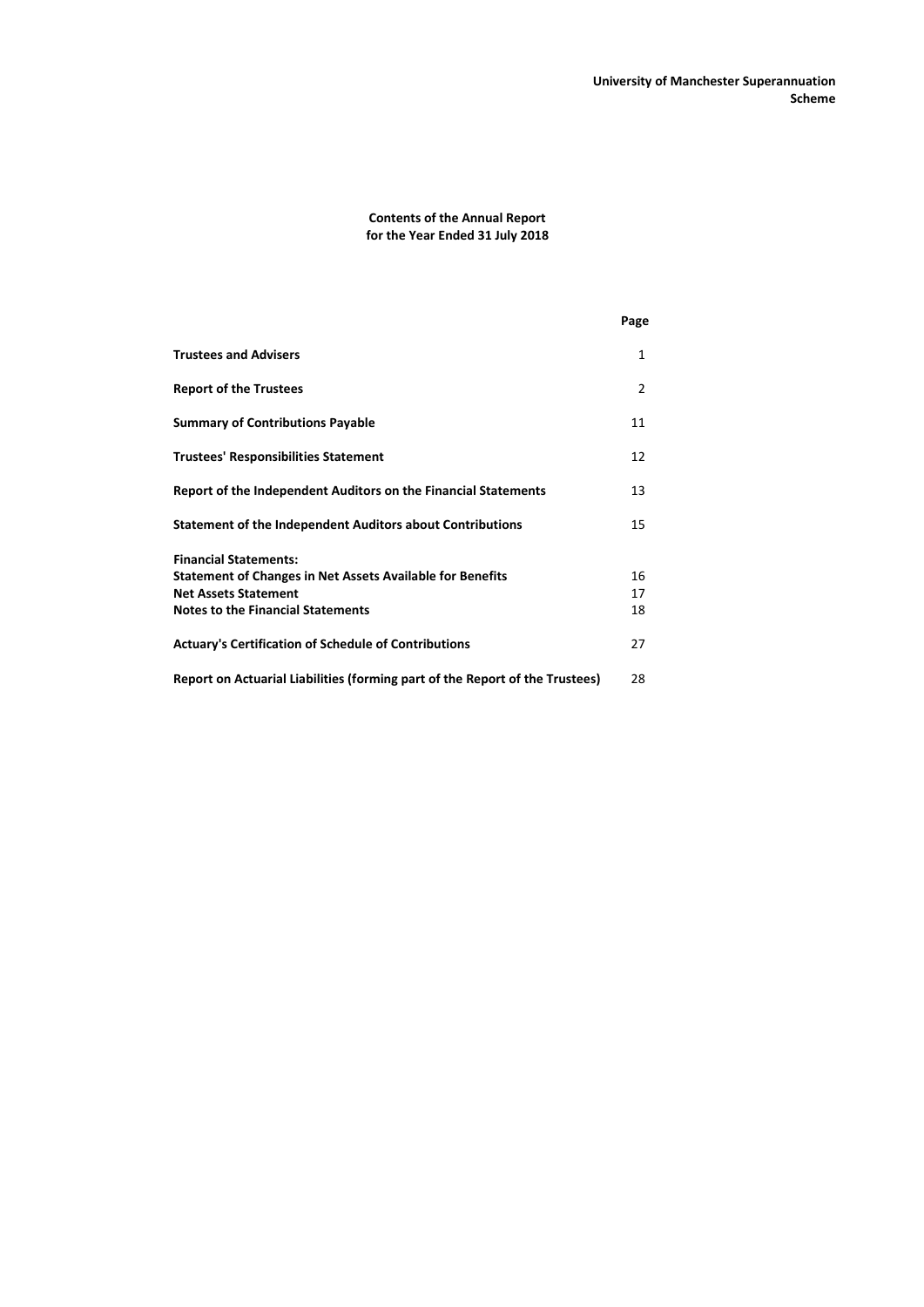**University of Manchester Superannuation Scheme**

# Contents of the Annual Report for the Year Ended 31 July 2018

| | Page |
|---|---|
| **Trustees and Advisers** | 1 |
| **Report of the Trustees** | 2 |
| **Summary of Contributions Payable** | 11 |
| **Trustees' Responsibilities Statement** | 12 |
| **Report of the Independent Auditors on the Financial Statements** | 13 |
| **Statement of the Independent Auditors about Contributions** | 15 |
| **Financial Statements:** | |
| **Statement of Changes in Net Assets Available for Benefits** | 16 |
| **Net Assets Statement** | 17 |
| **Notes to the Financial Statements** | 18 |
| **Actuary's Certification of Schedule of Contributions** | 27 |
| **Report on Actuarial Liabilities (forming part of the Report of the Trustees)** | 28 |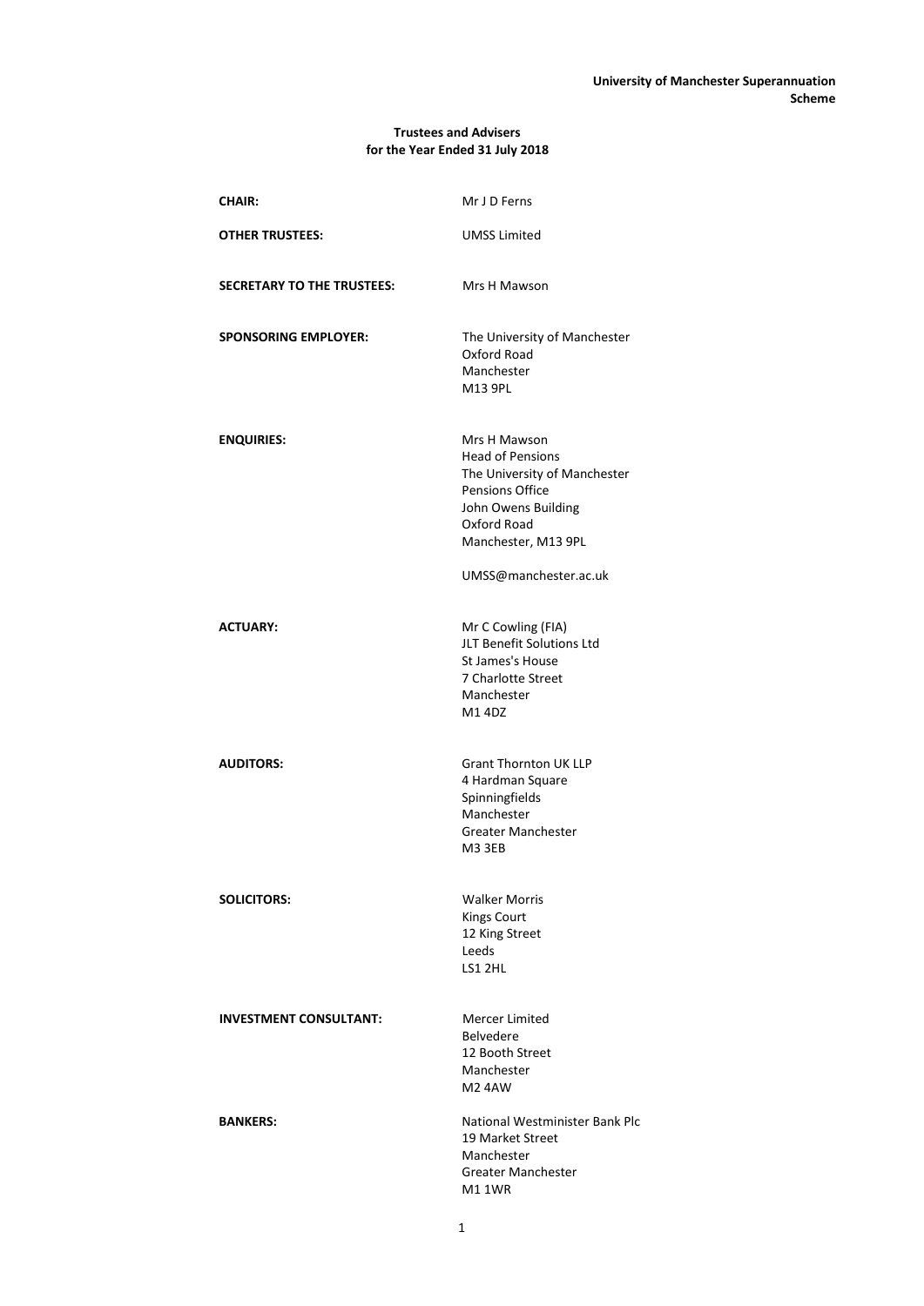## Trustees and Advisers for the Year Ended 31 July 2018

| | |
|---|---|
| **CHAIR:** | Mr J D Ferns |
| **OTHER TRUSTEES:** | UMSS Limited |
| **SECRETARY TO THE TRUSTEES:** | Mrs H Mawson |
| **SPONSORING EMPLOYER:** | The University of Manchester<br>Oxford Road<br>Manchester<br>M13 9PL |
| **ENQUIRIES:** | Mrs H Mawson<br>Head of Pensions<br>The University of Manchester<br>Pensions Office<br>John Owens Building<br>Oxford Road<br>Manchester, M13 9PL<br><br>UMSS@manchester.ac.uk |
| **ACTUARY:** | Mr C Cowling (FIA)<br>JLT Benefit Solutions Ltd<br>St James's House<br>7 Charlotte Street<br>Manchester<br>M1 4DZ |
| **AUDITORS:** | Grant Thornton UK LLP<br>4 Hardman Square<br>Spinningfields<br>Manchester<br>Greater Manchester<br>M3 3EB |
| **SOLICITORS:** | Walker Morris<br>Kings Court<br>12 King Street<br>Leeds<br>LS1 2HL |
| **INVESTMENT CONSULTANT:** | Mercer Limited<br>Belvedere<br>12 Booth Street<br>Manchester<br>M2 4AW |
| **BANKERS:** | National Westminister Bank Plc<br>19 Market Street<br>Manchester<br>Greater Manchester<br>M1 1WR |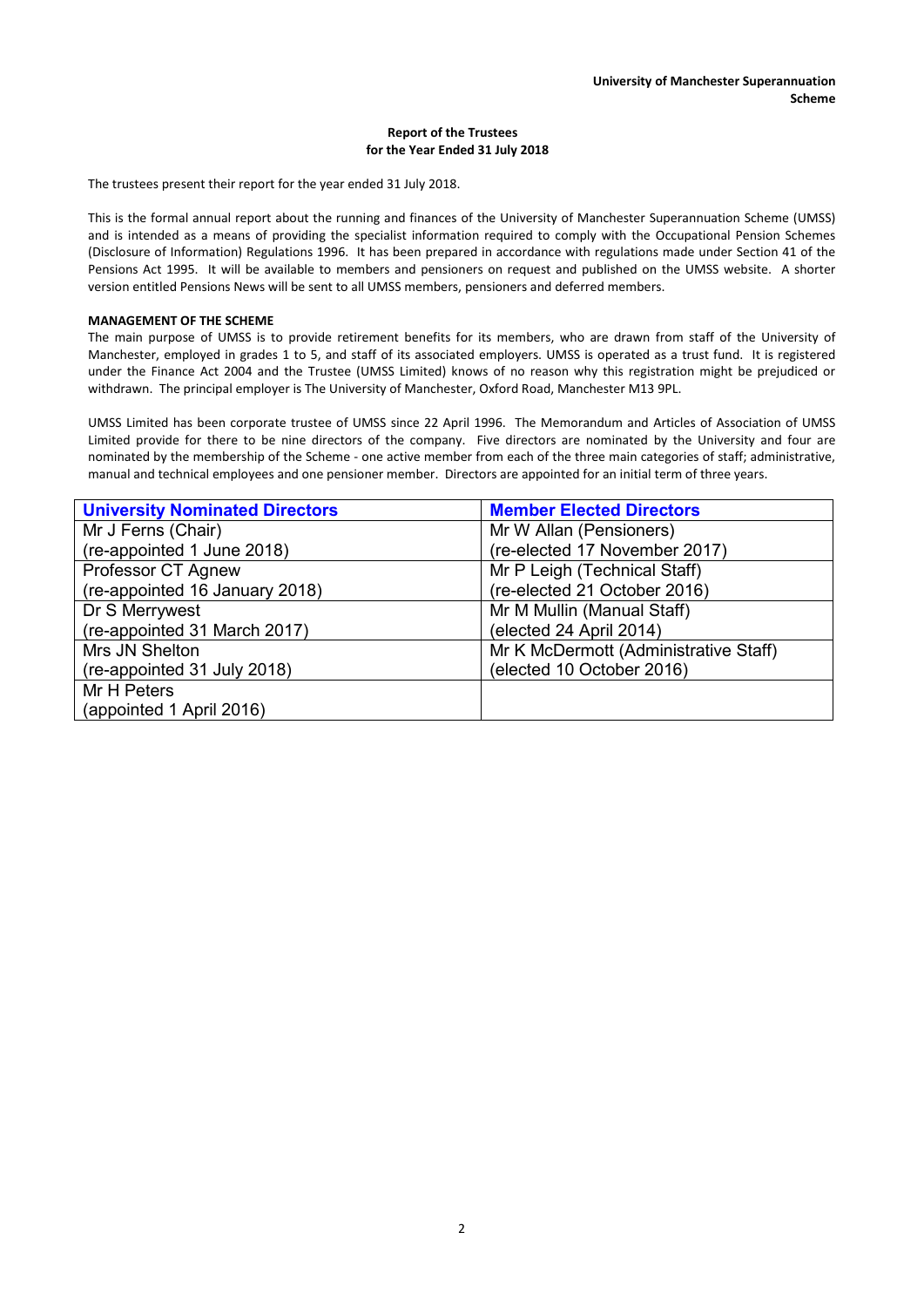**University of Manchester Superannuation Scheme**

## Report of the Trustees for the Year Ended 31 July 2018

The trustees present their report for the year ended 31 July 2018.

This is the formal annual report about the running and finances of the University of Manchester Superannuation Scheme (UMSS) and is intended as a means of providing the specialist information required to comply with the Occupational Pension Schemes (Disclosure of Information) Regulations 1996. It has been prepared in accordance with regulations made under Section 41 of the Pensions Act 1995. It will be available to members and pensioners on request and published on the UMSS website. A shorter version entitled Pensions News will be sent to all UMSS members, pensioners and deferred members.

### MANAGEMENT OF THE SCHEME

The main purpose of UMSS is to provide retirement benefits for its members, who are drawn from staff of the University of Manchester, employed in grades 1 to 5, and staff of its associated employers. UMSS is operated as a trust fund. It is registered under the Finance Act 2004 and the Trustee (UMSS Limited) knows of no reason why this registration might be prejudiced or withdrawn. The principal employer is The University of Manchester, Oxford Road, Manchester M13 9PL.

UMSS Limited has been corporate trustee of UMSS since 22 April 1996. The Memorandum and Articles of Association of UMSS Limited provide for there to be nine directors of the company. Five directors are nominated by the University and four are nominated by the membership of the Scheme - one active member from each of the three main categories of staff; administrative, manual and technical employees and one pensioner member. Directors are appointed for an initial term of three years.

| University Nominated Directors | Member Elected Directors |
|---|---|
| Mr J Ferns (Chair)<br>(re-appointed 1 June 2018) | Mr W Allan (Pensioners)<br>(re-elected 17 November 2017) |
| Professor CT Agnew<br>(re-appointed 16 January 2018) | Mr P Leigh (Technical Staff)<br>(re-elected 21 October 2016) |
| Dr S Merrywest<br>(re-appointed 31 March 2017) | Mr M Mullin (Manual Staff)<br>(elected 24 April 2014) |
| Mrs JN Shelton<br>(re-appointed 31 July 2018) | Mr K McDermott (Administrative Staff)<br>(elected 10 October 2016) |
| Mr H Peters<br>(appointed 1 April 2016) | |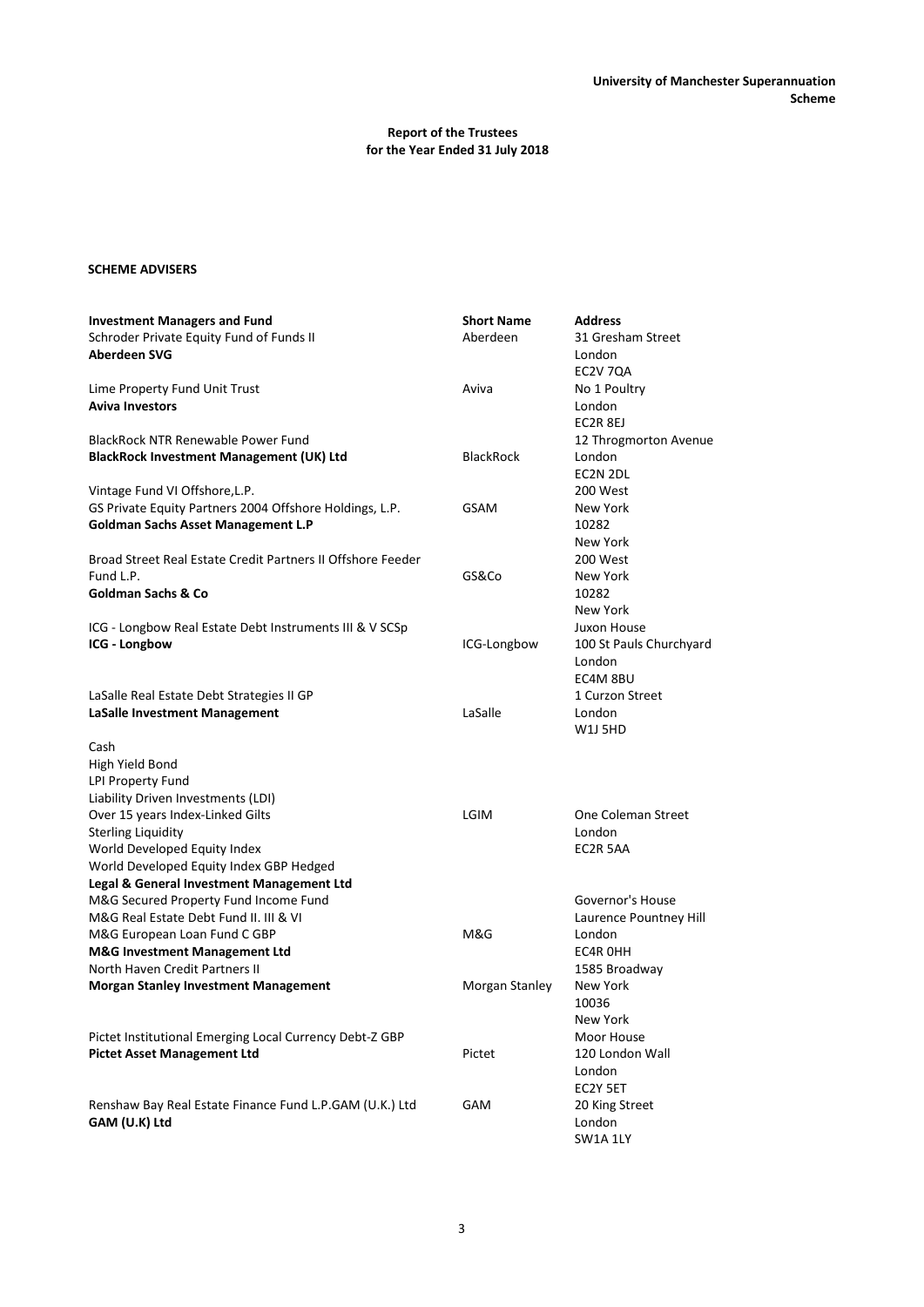## Report of the Trustees for the Year Ended 31 July 2018

### SCHEME ADVISERS

| Investment Managers and Fund | Short Name | Address |
|---|---|---|
| Schroder Private Equity Fund of Funds II<br>**Aberdeen SVG** | Aberdeen | 31 Gresham Street<br>London<br>EC2V 7QA |
| Lime Property Fund Unit Trust<br>**Aviva Investors** | Aviva | No 1 Poultry<br>London<br>EC2R 8EJ |
| BlackRock NTR Renewable Power Fund<br>**BlackRock Investment Management (UK) Ltd** | BlackRock | 12 Throgmorton Avenue<br>London<br>EC2N 2DL |
| Vintage Fund VI Offshore,L.P.<br>GS Private Equity Partners 2004 Offshore Holdings, L.P.<br>**Goldman Sachs Asset Management L.P** | GSAM | 200 West<br>New York<br>10282<br>New York |
| Broad Street Real Estate Credit Partners II Offshore Feeder Fund L.P.<br>**Goldman Sachs & Co** | GS&Co | 200 West<br>New York<br>10282<br>New York |
| ICG - Longbow Real Estate Debt Instruments III & V SCSp<br>**ICG - Longbow** | ICG-Longbow | Juxon House<br>100 St Pauls Churchyard<br>London<br>EC4M 8BU |
| LaSalle Real Estate Debt Strategies II GP<br>**LaSalle Investment Management** | LaSalle | 1 Curzon Street<br>London<br>W1J 5HD |
| Cash<br>High Yield Bond<br>LPI Property Fund<br>Liability Driven Investments (LDI)<br>Over 15 years Index-Linked Gilts<br>Sterling Liquidity<br>World Developed Equity Index<br>World Developed Equity Index GBP Hedged<br>**Legal & General Investment Management Ltd** | LGIM | One Coleman Street<br>London<br>EC2R 5AA |
| M&G Secured Property Fund Income Fund<br>M&G Real Estate Debt Fund II. III & VI<br>M&G European Loan Fund C GBP<br>**M&G Investment Management Ltd** | M&G | Governor's House<br>Laurence Pountney Hill<br>London<br>EC4R 0HH |
| North Haven Credit Partners II<br>**Morgan Stanley Investment Management** | Morgan Stanley | 1585 Broadway<br>New York<br>10036<br>New York |
| Pictet Institutional Emerging Local Currency Debt-Z GBP<br>**Pictet Asset Management Ltd** | Pictet | Moor House<br>120 London Wall<br>London<br>EC2Y 5ET |
| Renshaw Bay Real Estate Finance Fund L.P.GAM (U.K.) Ltd<br>**GAM (U.K) Ltd** | GAM | 20 King Street<br>London<br>SW1A 1LY |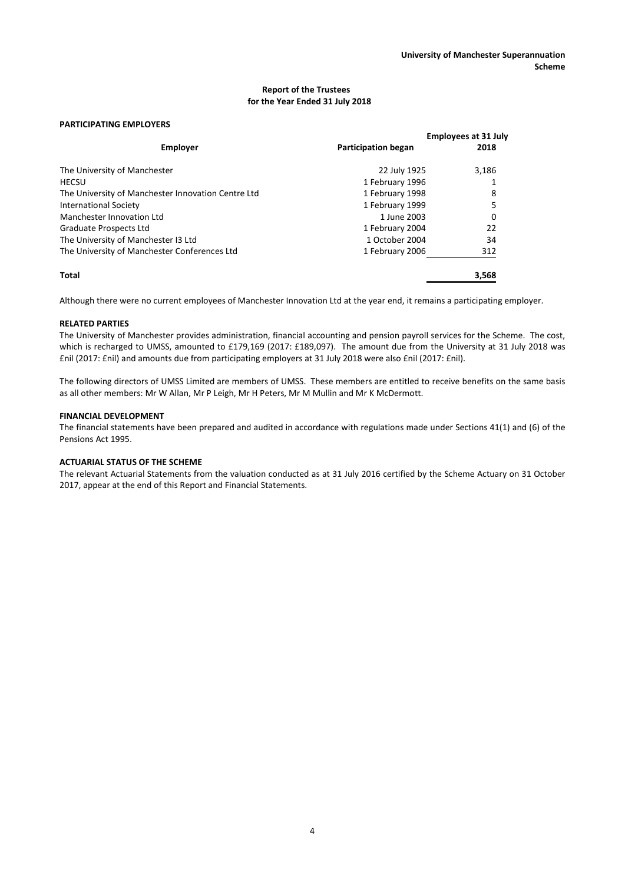## Report of the Trustees for the Year Ended 31 July 2018

### PARTICIPATING EMPLOYERS

| Employer | Participation began | Employees at 31 July 2018 |
|---|---|---|
| The University of Manchester | 22 July 1925 | 3,186 |
| HECSU | 1 February 1996 | 1 |
| The University of Manchester Innovation Centre Ltd | 1 February 1998 | 8 |
| International Society | 1 February 1999 | 5 |
| Manchester Innovation Ltd | 1 June 2003 | 0 |
| Graduate Prospects Ltd | 1 February 2004 | 22 |
| The University of Manchester I3 Ltd | 1 October 2004 | 34 |
| The University of Manchester Conferences Ltd | 1 February 2006 | 312 |
| **Total** | | **3,568** |

Although there were no current employees of Manchester Innovation Ltd at the year end, it remains a participating employer.

### RELATED PARTIES

The University of Manchester provides administration, financial accounting and pension payroll services for the Scheme. The cost, which is recharged to UMSS, amounted to £179,169 (2017: £189,097). The amount due from the University at 31 July 2018 was £nil (2017: £nil) and amounts due from participating employers at 31 July 2018 were also £nil (2017: £nil).

The following directors of UMSS Limited are members of UMSS. These members are entitled to receive benefits on the same basis as all other members: Mr W Allan, Mr P Leigh, Mr H Peters, Mr M Mullin and Mr K McDermott.

### FINANCIAL DEVELOPMENT

The financial statements have been prepared and audited in accordance with regulations made under Sections 41(1) and (6) of the Pensions Act 1995.

### ACTUARIAL STATUS OF THE SCHEME

The relevant Actuarial Statements from the valuation conducted as at 31 July 2016 certified by the Scheme Actuary on 31 October 2017, appear at the end of this Report and Financial Statements.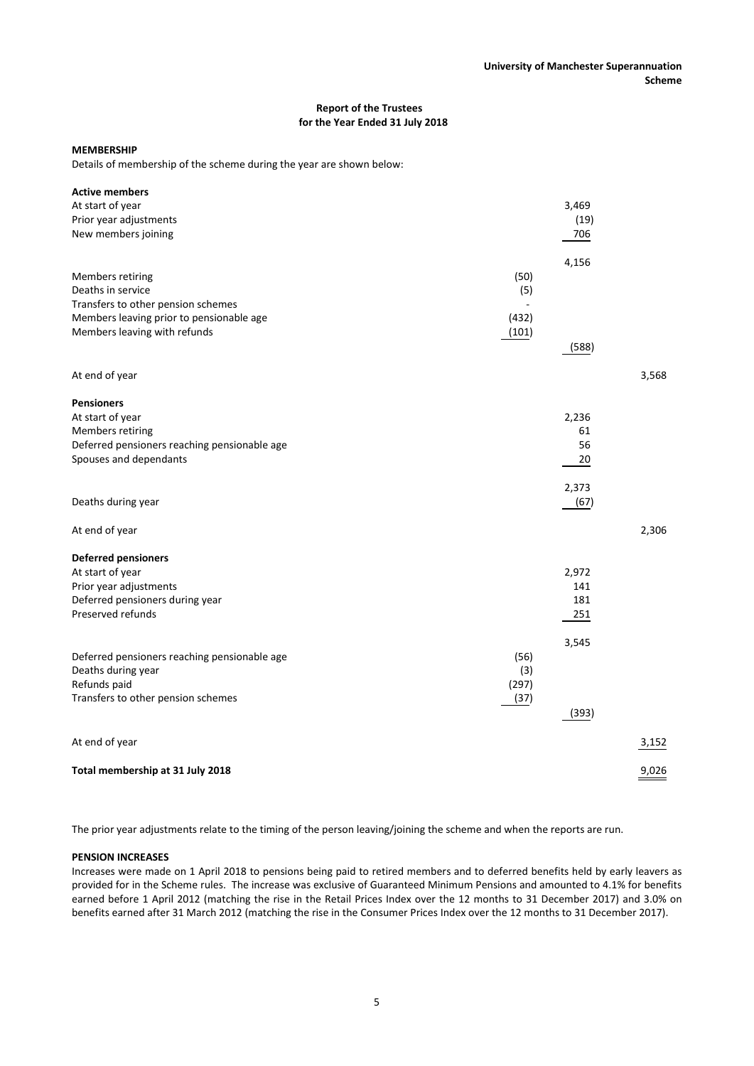**Report of the Trustees**
**for the Year Ended 31 July 2018**

**MEMBERSHIP**

Details of membership of the scheme during the year are shown below:

| | | | |
|---|---|---|---|
| **Active members** | | | |
| At start of year | | 3,469 | |
| Prior year adjustments | | (19) | |
| New members joining | | 706 | |
| | | 4,156 | |
| Members retiring | (50) | | |
| Deaths in service | (5) | | |
| Transfers to other pension schemes | - | | |
| Members leaving prior to pensionable age | (432) | | |
| Members leaving with refunds | (101) | | |
| | | (588) | |
| At end of year | | | 3,568 |
| **Pensioners** | | | |
| At start of year | | 2,236 | |
| Members retiring | | 61 | |
| Deferred pensioners reaching pensionable age | | 56 | |
| Spouses and dependants | | 20 | |
| | | 2,373 | |
| Deaths during year | | (67) | |
| At end of year | | | 2,306 |
| **Deferred pensioners** | | | |
| At start of year | | 2,972 | |
| Prior year adjustments | | 141 | |
| Deferred pensioners during year | | 181 | |
| Preserved refunds | | 251 | |
| | | 3,545 | |
| Deferred pensioners reaching pensionable age | (56) | | |
| Deaths during year | (3) | | |
| Refunds paid | (297) | | |
| Transfers to other pension schemes | (37) | | |
| | | (393) | |
| At end of year | | | 3,152 |
| **Total membership at 31 July 2018** | | | 9,026 |

The prior year adjustments relate to the timing of the person leaving/joining the scheme and when the reports are run.

**PENSION INCREASES**

Increases were made on 1 April 2018 to pensions being paid to retired members and to deferred benefits held by early leavers as provided for in the Scheme rules. The increase was exclusive of Guaranteed Minimum Pensions and amounted to 4.1% for benefits earned before 1 April 2012 (matching the rise in the Retail Prices Index over the 12 months to 31 December 2017) and 3.0% on benefits earned after 31 March 2012 (matching the rise in the Consumer Prices Index over the 12 months to 31 December 2017).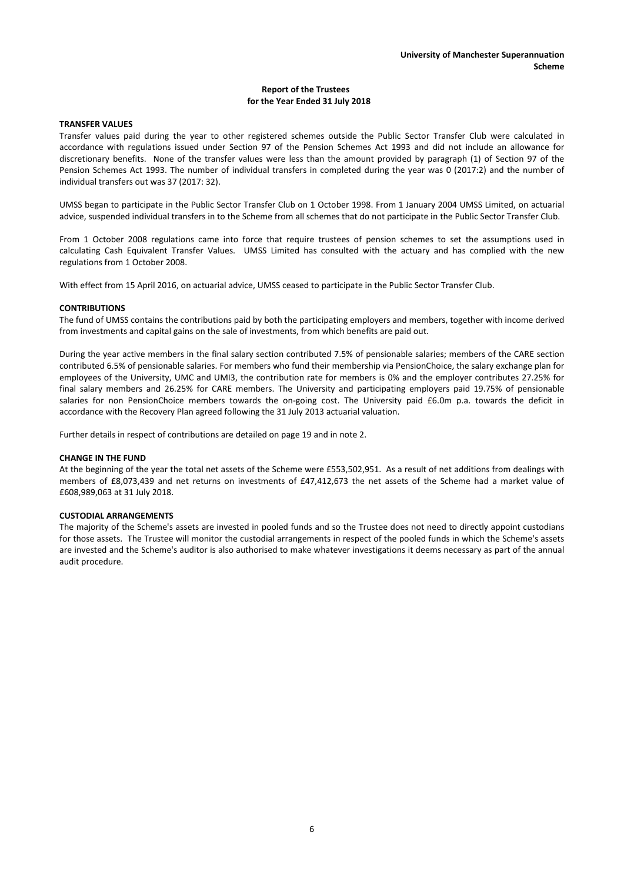## TRANSFER VALUES

Transfer values paid during the year to other registered schemes outside the Public Sector Transfer Club were calculated in accordance with regulations issued under Section 97 of the Pension Schemes Act 1993 and did not include an allowance for discretionary benefits. None of the transfer values were less than the amount provided by paragraph (1) of Section 97 of the Pension Schemes Act 1993. The number of individual transfers in completed during the year was 0 (2017:2) and the number of individual transfers out was 37 (2017: 32).

UMSS began to participate in the Public Sector Transfer Club on 1 October 1998. From 1 January 2004 UMSS Limited, on actuarial advice, suspended individual transfers in to the Scheme from all schemes that do not participate in the Public Sector Transfer Club.

From 1 October 2008 regulations came into force that require trustees of pension schemes to set the assumptions used in calculating Cash Equivalent Transfer Values. UMSS Limited has consulted with the actuary and has complied with the new regulations from 1 October 2008.

With effect from 15 April 2016, on actuarial advice, UMSS ceased to participate in the Public Sector Transfer Club.

## CONTRIBUTIONS

The fund of UMSS contains the contributions paid by both the participating employers and members, together with income derived from investments and capital gains on the sale of investments, from which benefits are paid out.

During the year active members in the final salary section contributed 7.5% of pensionable salaries; members of the CARE section contributed 6.5% of pensionable salaries. For members who fund their membership via PensionChoice, the salary exchange plan for employees of the University, UMC and UMI3, the contribution rate for members is 0% and the employer contributes 27.25% for final salary members and 26.25% for CARE members. The University and participating employers paid 19.75% of pensionable salaries for non PensionChoice members towards the on-going cost. The University paid £6.0m p.a. towards the deficit in accordance with the Recovery Plan agreed following the 31 July 2013 actuarial valuation.

Further details in respect of contributions are detailed on page 19 and in note 2.

## CHANGE IN THE FUND

At the beginning of the year the total net assets of the Scheme were £553,502,951. As a result of net additions from dealings with members of £8,073,439 and net returns on investments of £47,412,673 the net assets of the Scheme had a market value of £608,989,063 at 31 July 2018.

## CUSTODIAL ARRANGEMENTS

The majority of the Scheme's assets are invested in pooled funds and so the Trustee does not need to directly appoint custodians for those assets. The Trustee will monitor the custodial arrangements in respect of the pooled funds in which the Scheme's assets are invested and the Scheme's auditor is also authorised to make whatever investigations it deems necessary as part of the annual audit procedure.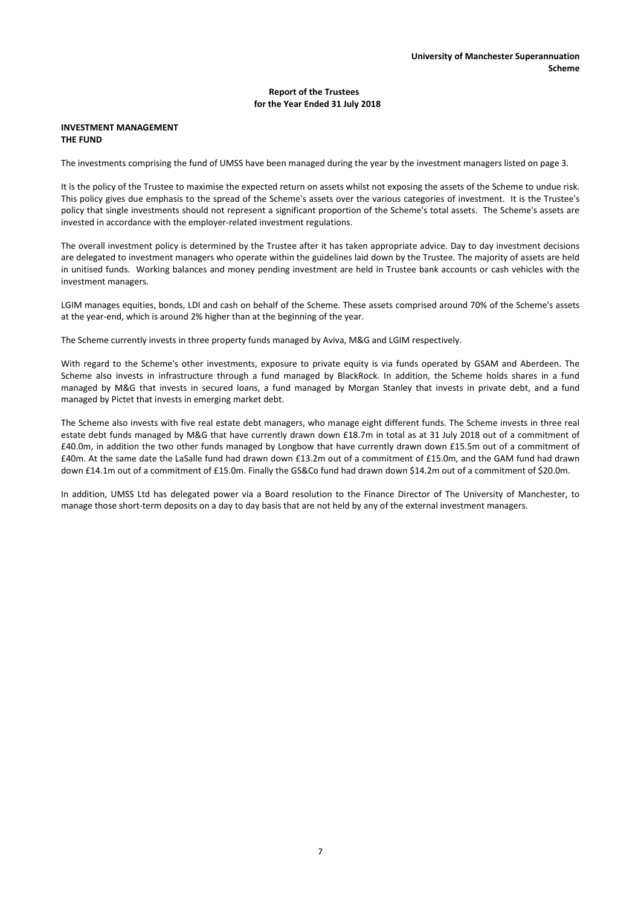## INVESTMENT MANAGEMENT
## THE FUND

The investments comprising the fund of UMSS have been managed during the year by the investment managers listed on page 3.

It is the policy of the Trustee to maximise the expected return on assets whilst not exposing the assets of the Scheme to undue risk. This policy gives due emphasis to the spread of the Scheme's assets over the various categories of investment. It is the Trustee's policy that single investments should not represent a significant proportion of the Scheme's total assets. The Scheme's assets are invested in accordance with the employer-related investment regulations.

The overall investment policy is determined by the Trustee after it has taken appropriate advice. Day to day investment decisions are delegated to investment managers who operate within the guidelines laid down by the Trustee. The majority of assets are held in unitised funds. Working balances and money pending investment are held in Trustee bank accounts or cash vehicles with the investment managers.

LGIM manages equities, bonds, LDI and cash on behalf of the Scheme. These assets comprised around 70% of the Scheme's assets at the year-end, which is around 2% higher than at the beginning of the year.

The Scheme currently invests in three property funds managed by Aviva, M&G and LGIM respectively.

With regard to the Scheme's other investments, exposure to private equity is via funds operated by GSAM and Aberdeen. The Scheme also invests in infrastructure through a fund managed by BlackRock. In addition, the Scheme holds shares in a fund managed by M&G that invests in secured loans, a fund managed by Morgan Stanley that invests in private debt, and a fund managed by Pictet that invests in emerging market debt.

The Scheme also invests with five real estate debt managers, who manage eight different funds. The Scheme invests in three real estate debt funds managed by M&G that have currently drawn down £18.7m in total as at 31 July 2018 out of a commitment of £40.0m, in addition the two other funds managed by Longbow that have currently drawn down £15.5m out of a commitment of £40m. At the same date the LaSalle fund had drawn down £13.2m out of a commitment of £15.0m, and the GAM fund had drawn down £14.1m out of a commitment of £15.0m. Finally the GS&Co fund had drawn down $14.2m out of a commitment of $20.0m.

In addition, UMSS Ltd has delegated power via a Board resolution to the Finance Director of The University of Manchester, to manage those short-term deposits on a day to day basis that are not held by any of the external investment managers.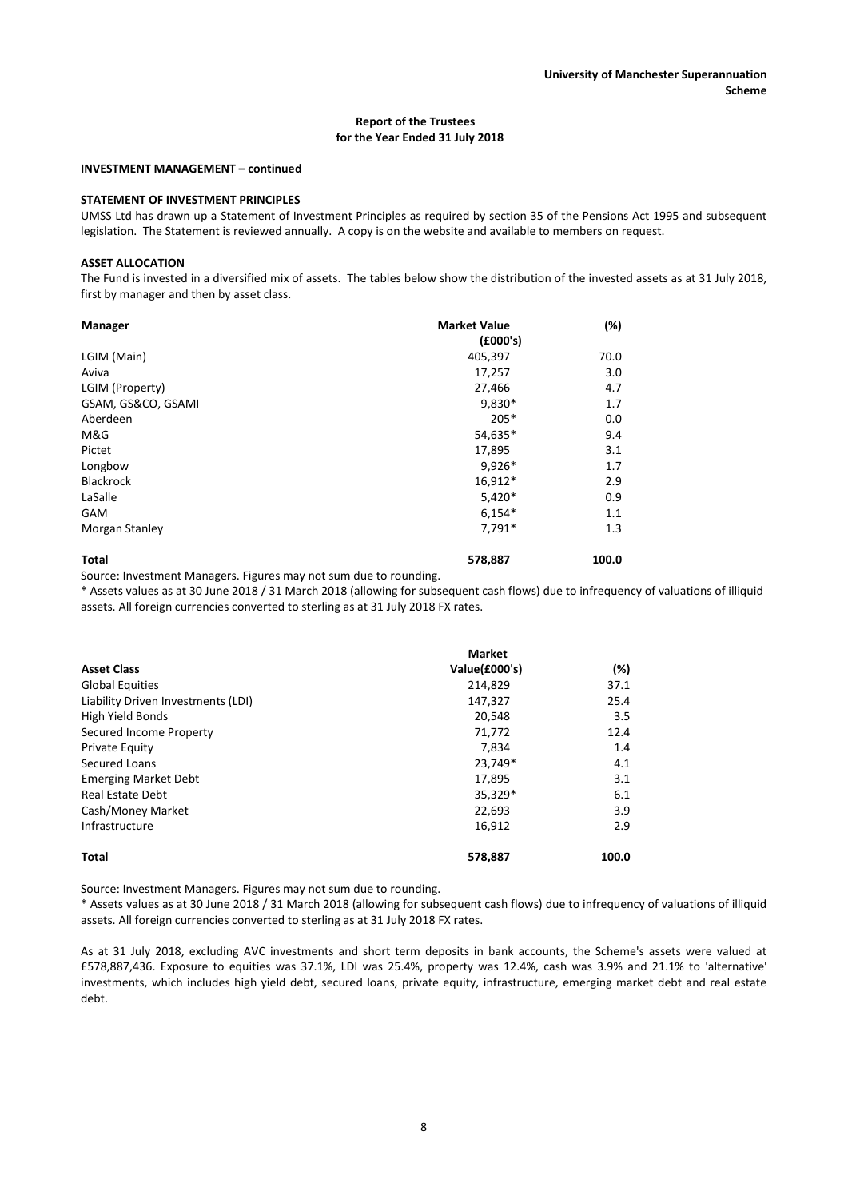**INVESTMENT MANAGEMENT – continued**

**STATEMENT OF INVESTMENT PRINCIPLES**

UMSS Ltd has drawn up a Statement of Investment Principles as required by section 35 of the Pensions Act 1995 and subsequent legislation. The Statement is reviewed annually. A copy is on the website and available to members on request.

**ASSET ALLOCATION**

The Fund is invested in a diversified mix of assets. The tables below show the distribution of the invested assets as at 31 July 2018, first by manager and then by asset class.

| Manager | Market Value (£000's) | (%) |
|---|---|---|
| LGIM (Main) | 405,397 | 70.0 |
| Aviva | 17,257 | 3.0 |
| LGIM (Property) | 27,466 | 4.7 |
| GSAM, GS&CO, GSAMI | 9,830* | 1.7 |
| Aberdeen | 205* | 0.0 |
| M&G | 54,635* | 9.4 |
| Pictet | 17,895 | 3.1 |
| Longbow | 9,926* | 1.7 |
| Blackrock | 16,912* | 2.9 |
| LaSalle | 5,420* | 0.9 |
| GAM | 6,154* | 1.1 |
| Morgan Stanley | 7,791* | 1.3 |
| **Total** | **578,887** | **100.0** |

Source: Investment Managers. Figures may not sum due to rounding.

\* Assets values as at 30 June 2018 / 31 March 2018 (allowing for subsequent cash flows) due to infrequency of valuations of illiquid assets. All foreign currencies converted to sterling as at 31 July 2018 FX rates.

| Asset Class | Market Value(£000's) | (%) |
|---|---|---|
| Global Equities | 214,829 | 37.1 |
| Liability Driven Investments (LDI) | 147,327 | 25.4 |
| High Yield Bonds | 20,548 | 3.5 |
| Secured Income Property | 71,772 | 12.4 |
| Private Equity | 7,834 | 1.4 |
| Secured Loans | 23,749* | 4.1 |
| Emerging Market Debt | 17,895 | 3.1 |
| Real Estate Debt | 35,329* | 6.1 |
| Cash/Money Market | 22,693 | 3.9 |
| Infrastructure | 16,912 | 2.9 |
| **Total** | **578,887** | **100.0** |

Source: Investment Managers. Figures may not sum due to rounding.

\* Assets values as at 30 June 2018 / 31 March 2018 (allowing for subsequent cash flows) due to infrequency of valuations of illiquid assets. All foreign currencies converted to sterling as at 31 July 2018 FX rates.

As at 31 July 2018, excluding AVC investments and short term deposits in bank accounts, the Scheme's assets were valued at £578,887,436. Exposure to equities was 37.1%, LDI was 25.4%, property was 12.4%, cash was 3.9% and 21.1% to 'alternative' investments, which includes high yield debt, secured loans, private equity, infrastructure, emerging market debt and real estate debt.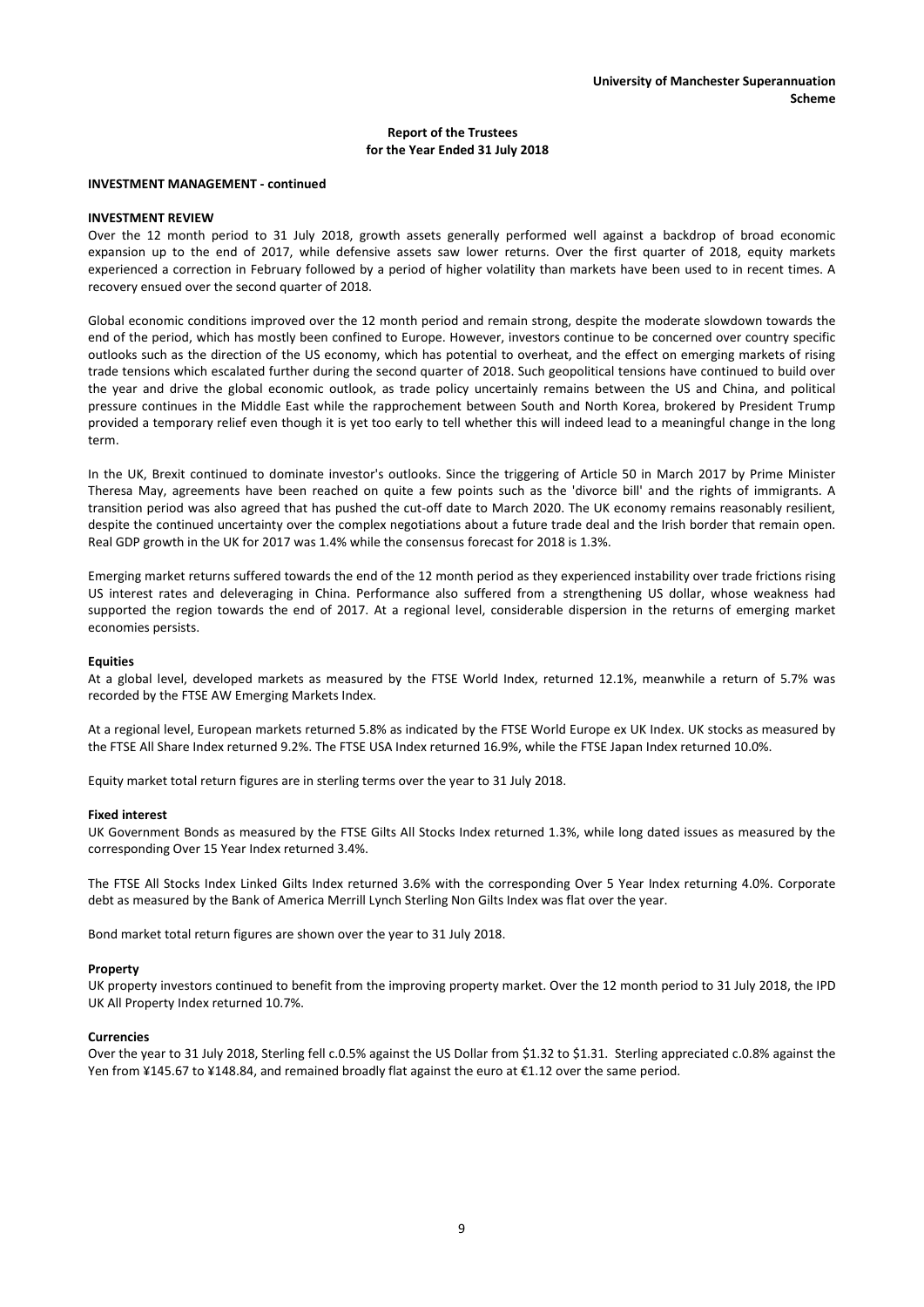**University of Manchester Superannuation Scheme**

**Report of the Trustees for the Year Ended 31 July 2018**

**INVESTMENT MANAGEMENT - continued**

**INVESTMENT REVIEW**

Over the 12 month period to 31 July 2018, growth assets generally performed well against a backdrop of broad economic expansion up to the end of 2017, while defensive assets saw lower returns. Over the first quarter of 2018, equity markets experienced a correction in February followed by a period of higher volatility than markets have been used to in recent times. A recovery ensued over the second quarter of 2018.

Global economic conditions improved over the 12 month period and remain strong, despite the moderate slowdown towards the end of the period, which has mostly been confined to Europe. However, investors continue to be concerned over country specific outlooks such as the direction of the US economy, which has potential to overheat, and the effect on emerging markets of rising trade tensions which escalated further during the second quarter of 2018. Such geopolitical tensions have continued to build over the year and drive the global economic outlook, as trade policy uncertainly remains between the US and China, and political pressure continues in the Middle East while the rapprochement between South and North Korea, brokered by President Trump provided a temporary relief even though it is yet too early to tell whether this will indeed lead to a meaningful change in the long term.

In the UK, Brexit continued to dominate investor's outlooks. Since the triggering of Article 50 in March 2017 by Prime Minister Theresa May, agreements have been reached on quite a few points such as the 'divorce bill' and the rights of immigrants. A transition period was also agreed that has pushed the cut-off date to March 2020. The UK economy remains reasonably resilient, despite the continued uncertainty over the complex negotiations about a future trade deal and the Irish border that remain open. Real GDP growth in the UK for 2017 was 1.4% while the consensus forecast for 2018 is 1.3%.

Emerging market returns suffered towards the end of the 12 month period as they experienced instability over trade frictions rising US interest rates and deleveraging in China. Performance also suffered from a strengthening US dollar, whose weakness had supported the region towards the end of 2017. At a regional level, considerable dispersion in the returns of emerging market economies persists.

**Equities**

At a global level, developed markets as measured by the FTSE World Index, returned 12.1%, meanwhile a return of 5.7% was recorded by the FTSE AW Emerging Markets Index.

At a regional level, European markets returned 5.8% as indicated by the FTSE World Europe ex UK Index. UK stocks as measured by the FTSE All Share Index returned 9.2%. The FTSE USA Index returned 16.9%, while the FTSE Japan Index returned 10.0%.

Equity market total return figures are in sterling terms over the year to 31 July 2018.

**Fixed interest**

UK Government Bonds as measured by the FTSE Gilts All Stocks Index returned 1.3%, while long dated issues as measured by the corresponding Over 15 Year Index returned 3.4%.

The FTSE All Stocks Index Linked Gilts Index returned 3.6% with the corresponding Over 5 Year Index returning 4.0%. Corporate debt as measured by the Bank of America Merrill Lynch Sterling Non Gilts Index was flat over the year.

Bond market total return figures are shown over the year to 31 July 2018.

**Property**

UK property investors continued to benefit from the improving property market. Over the 12 month period to 31 July 2018, the IPD UK All Property Index returned 10.7%.

**Currencies**

Over the year to 31 July 2018, Sterling fell c.0.5% against the US Dollar from \$1.32 to \$1.31. Sterling appreciated c.0.8% against the Yen from ¥145.67 to ¥148.84, and remained broadly flat against the euro at €1.12 over the same period.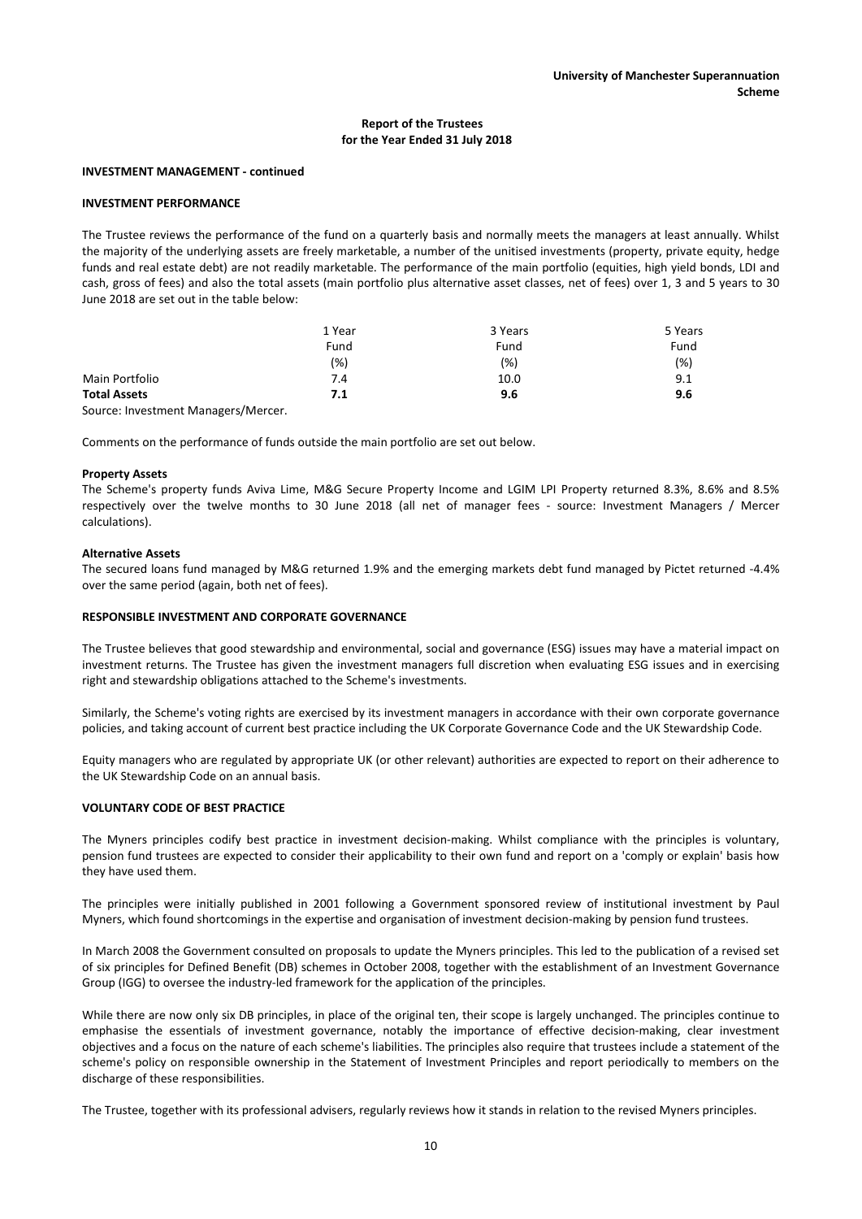**INVESTMENT MANAGEMENT - continued**

**INVESTMENT PERFORMANCE**

The Trustee reviews the performance of the fund on a quarterly basis and normally meets the managers at least annually. Whilst the majority of the underlying assets are freely marketable, a number of the unitised investments (property, private equity, hedge funds and real estate debt) are not readily marketable. The performance of the main portfolio (equities, high yield bonds, LDI and cash, gross of fees) and also the total assets (main portfolio plus alternative asset classes, net of fees) over 1, 3 and 5 years to 30 June 2018 are set out in the table below:

| | 1 Year | 3 Years | 5 Years |
|---|---|---|---|
| | Fund | Fund | Fund |
| | (%) | (%) | (%) |
| Main Portfolio | 7.4 | 10.0 | 9.1 |
| **Total Assets** | **7.1** | **9.6** | **9.6** |

Source: Investment Managers/Mercer.

Comments on the performance of funds outside the main portfolio are set out below.

**Property Assets**

The Scheme's property funds Aviva Lime, M&G Secure Property Income and LGIM LPI Property returned 8.3%, 8.6% and 8.5% respectively over the twelve months to 30 June 2018 (all net of manager fees - source: Investment Managers / Mercer calculations).

**Alternative Assets**

The secured loans fund managed by M&G returned 1.9% and the emerging markets debt fund managed by Pictet returned -4.4% over the same period (again, both net of fees).

**RESPONSIBLE INVESTMENT AND CORPORATE GOVERNANCE**

The Trustee believes that good stewardship and environmental, social and governance (ESG) issues may have a material impact on investment returns. The Trustee has given the investment managers full discretion when evaluating ESG issues and in exercising right and stewardship obligations attached to the Scheme's investments.

Similarly, the Scheme's voting rights are exercised by its investment managers in accordance with their own corporate governance policies, and taking account of current best practice including the UK Corporate Governance Code and the UK Stewardship Code.

Equity managers who are regulated by appropriate UK (or other relevant) authorities are expected to report on their adherence to the UK Stewardship Code on an annual basis.

**VOLUNTARY CODE OF BEST PRACTICE**

The Myners principles codify best practice in investment decision-making. Whilst compliance with the principles is voluntary, pension fund trustees are expected to consider their applicability to their own fund and report on a 'comply or explain' basis how they have used them.

The principles were initially published in 2001 following a Government sponsored review of institutional investment by Paul Myners, which found shortcomings in the expertise and organisation of investment decision-making by pension fund trustees.

In March 2008 the Government consulted on proposals to update the Myners principles. This led to the publication of a revised set of six principles for Defined Benefit (DB) schemes in October 2008, together with the establishment of an Investment Governance Group (IGG) to oversee the industry-led framework for the application of the principles.

While there are now only six DB principles, in place of the original ten, their scope is largely unchanged. The principles continue to emphasise the essentials of investment governance, notably the importance of effective decision-making, clear investment objectives and a focus on the nature of each scheme's liabilities. The principles also require that trustees include a statement of the scheme's policy on responsible ownership in the Statement of Investment Principles and report periodically to members on the discharge of these responsibilities.

The Trustee, together with its professional advisers, regularly reviews how it stands in relation to the revised Myners principles.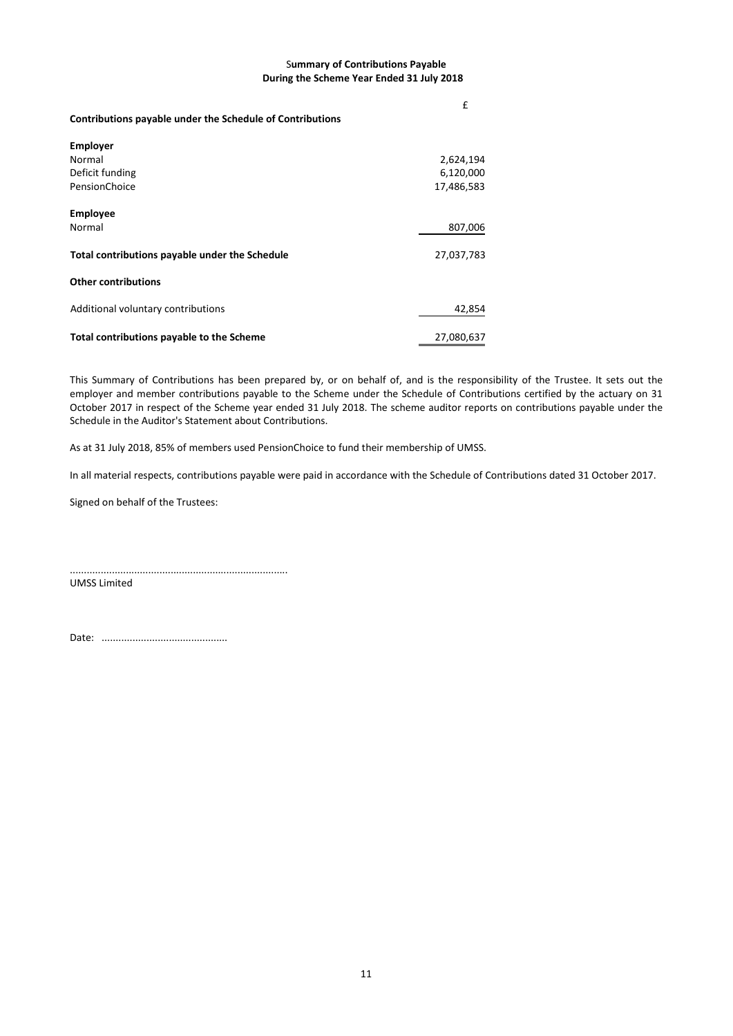## Summary of Contributions Payable
## During the Scheme Year Ended 31 July 2018

| | £ |
|---|---|
| **Contributions payable under the Schedule of Contributions** | |
| **Employer** | |
| Normal | 2,624,194 |
| Deficit funding | 6,120,000 |
| PensionChoice | 17,486,583 |
| **Employee** | |
| Normal | 807,006 |
| **Total contributions payable under the Schedule** | 27,037,783 |
| **Other contributions** | |
| Additional voluntary contributions | 42,854 |
| **Total contributions payable to the Scheme** | 27,080,637 |

This Summary of Contributions has been prepared by, or on behalf of, and is the responsibility of the Trustee. It sets out the employer and member contributions payable to the Scheme under the Schedule of Contributions certified by the actuary on 31 October 2017 in respect of the Scheme year ended 31 July 2018. The scheme auditor reports on contributions payable under the Schedule in the Auditor's Statement about Contributions.

As at 31 July 2018, 85% of members used PensionChoice to fund their membership of UMSS.

In all material respects, contributions payable were paid in accordance with the Schedule of Contributions dated 31 October 2017.

Signed on behalf of the Trustees:

............................................................................
UMSS Limited

Date: ............................................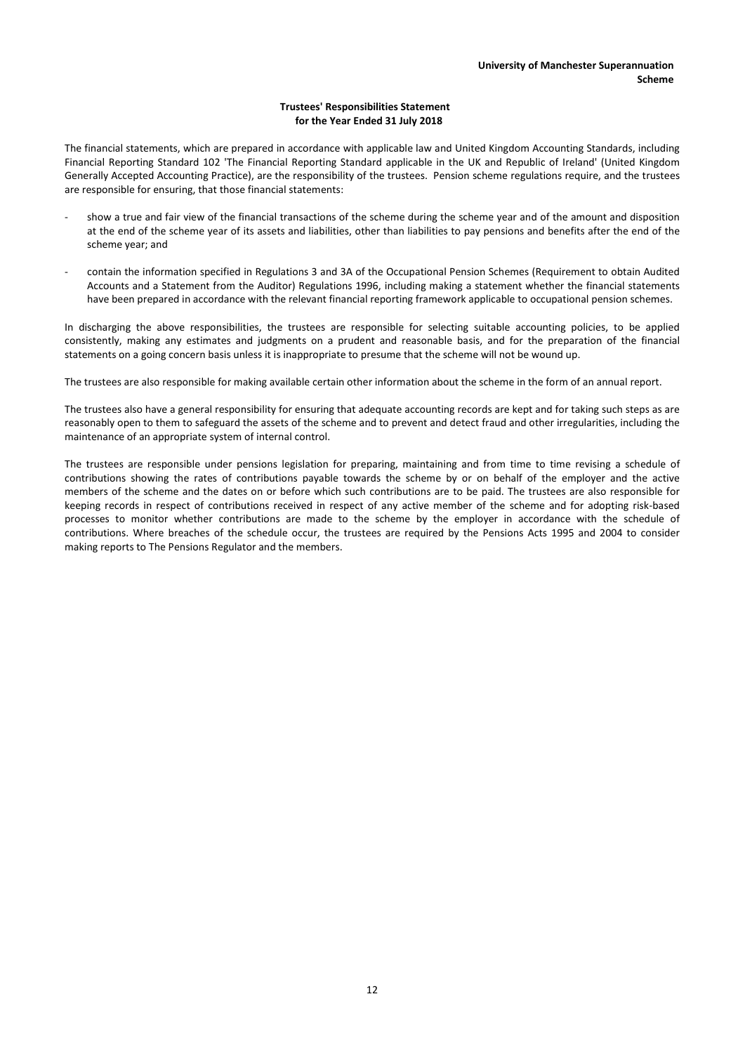## Trustees' Responsibilities Statement for the Year Ended 31 July 2018

The financial statements, which are prepared in accordance with applicable law and United Kingdom Accounting Standards, including Financial Reporting Standard 102 'The Financial Reporting Standard applicable in the UK and Republic of Ireland' (United Kingdom Generally Accepted Accounting Practice), are the responsibility of the trustees. Pension scheme regulations require, and the trustees are responsible for ensuring, that those financial statements:

- show a true and fair view of the financial transactions of the scheme during the scheme year and of the amount and disposition at the end of the scheme year of its assets and liabilities, other than liabilities to pay pensions and benefits after the end of the scheme year; and
- contain the information specified in Regulations 3 and 3A of the Occupational Pension Schemes (Requirement to obtain Audited Accounts and a Statement from the Auditor) Regulations 1996, including making a statement whether the financial statements have been prepared in accordance with the relevant financial reporting framework applicable to occupational pension schemes.

In discharging the above responsibilities, the trustees are responsible for selecting suitable accounting policies, to be applied consistently, making any estimates and judgments on a prudent and reasonable basis, and for the preparation of the financial statements on a going concern basis unless it is inappropriate to presume that the scheme will not be wound up.

The trustees are also responsible for making available certain other information about the scheme in the form of an annual report.

The trustees also have a general responsibility for ensuring that adequate accounting records are kept and for taking such steps as are reasonably open to them to safeguard the assets of the scheme and to prevent and detect fraud and other irregularities, including the maintenance of an appropriate system of internal control.

The trustees are responsible under pensions legislation for preparing, maintaining and from time to time revising a schedule of contributions showing the rates of contributions payable towards the scheme by or on behalf of the employer and the active members of the scheme and the dates on or before which such contributions are to be paid. The trustees are also responsible for keeping records in respect of contributions received in respect of any active member of the scheme and for adopting risk-based processes to monitor whether contributions are made to the scheme by the employer in accordance with the schedule of contributions. Where breaches of the schedule occur, the trustees are required by the Pensions Acts 1995 and 2004 to consider making reports to The Pensions Regulator and the members.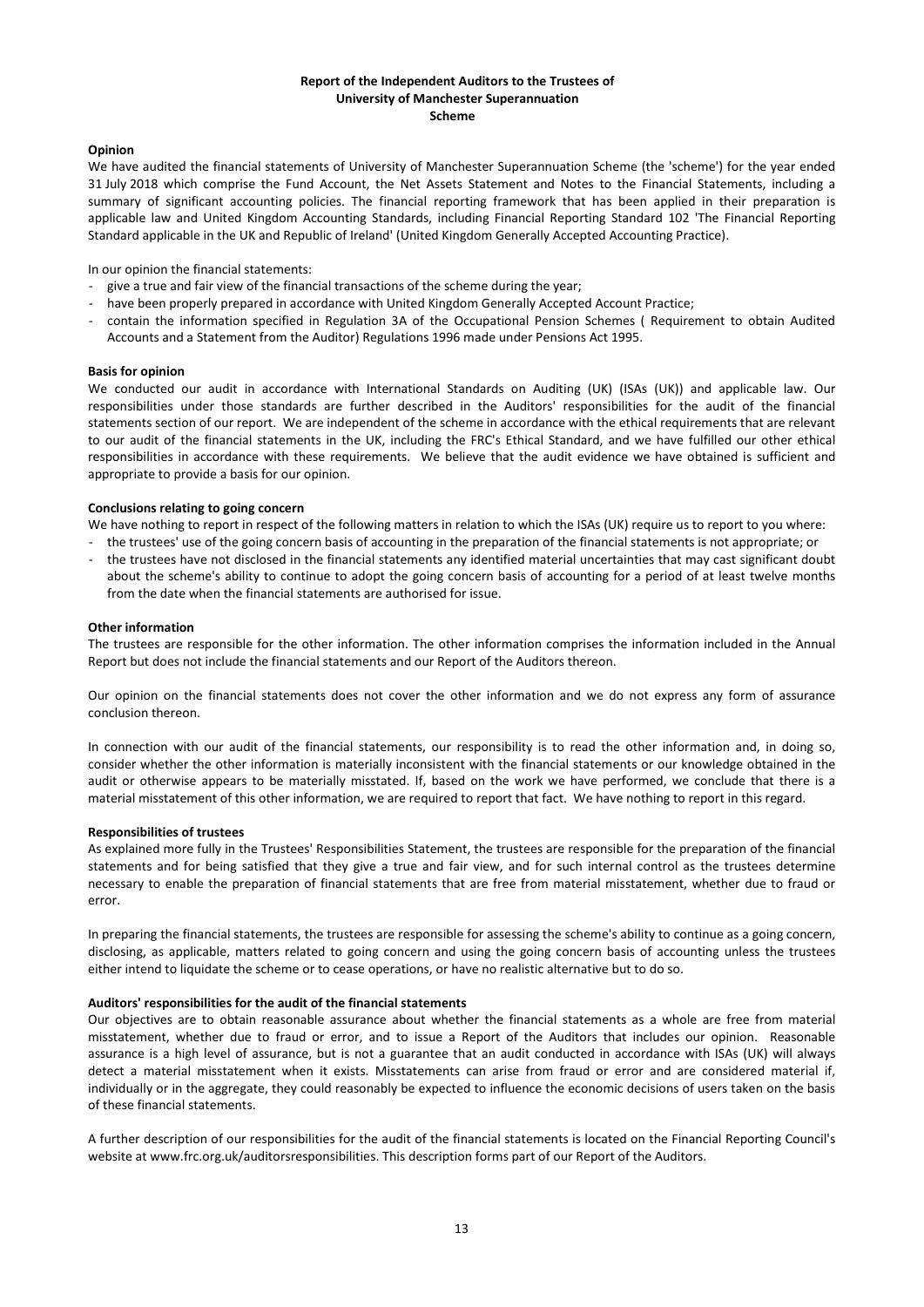# Report of the Independent Auditors to the Trustees of University of Manchester Superannuation Scheme

**Opinion**

We have audited the financial statements of University of Manchester Superannuation Scheme (the 'scheme') for the year ended 31 July 2018 which comprise the Fund Account, the Net Assets Statement and Notes to the Financial Statements, including a summary of significant accounting policies. The financial reporting framework that has been applied in their preparation is applicable law and United Kingdom Accounting Standards, including Financial Reporting Standard 102 'The Financial Reporting Standard applicable in the UK and Republic of Ireland' (United Kingdom Generally Accepted Accounting Practice).

In our opinion the financial statements:

- give a true and fair view of the financial transactions of the scheme during the year;
- have been properly prepared in accordance with United Kingdom Generally Accepted Account Practice;
- contain the information specified in Regulation 3A of the Occupational Pension Schemes ( Requirement to obtain Audited Accounts and a Statement from the Auditor) Regulations 1996 made under Pensions Act 1995.

**Basis for opinion**

We conducted our audit in accordance with International Standards on Auditing (UK) (ISAs (UK)) and applicable law. Our responsibilities under those standards are further described in the Auditors' responsibilities for the audit of the financial statements section of our report. We are independent of the scheme in accordance with the ethical requirements that are relevant to our audit of the financial statements in the UK, including the FRC's Ethical Standard, and we have fulfilled our other ethical responsibilities in accordance with these requirements. We believe that the audit evidence we have obtained is sufficient and appropriate to provide a basis for our opinion.

**Conclusions relating to going concern**

We have nothing to report in respect of the following matters in relation to which the ISAs (UK) require us to report to you where:

- the trustees' use of the going concern basis of accounting in the preparation of the financial statements is not appropriate; or
- the trustees have not disclosed in the financial statements any identified material uncertainties that may cast significant doubt about the scheme's ability to continue to adopt the going concern basis of accounting for a period of at least twelve months from the date when the financial statements are authorised for issue.

**Other information**

The trustees are responsible for the other information. The other information comprises the information included in the Annual Report but does not include the financial statements and our Report of the Auditors thereon.

Our opinion on the financial statements does not cover the other information and we do not express any form of assurance conclusion thereon.

In connection with our audit of the financial statements, our responsibility is to read the other information and, in doing so, consider whether the other information is materially inconsistent with the financial statements or our knowledge obtained in the audit or otherwise appears to be materially misstated. If, based on the work we have performed, we conclude that there is a material misstatement of this other information, we are required to report that fact. We have nothing to report in this regard.

**Responsibilities of trustees**

As explained more fully in the Trustees' Responsibilities Statement, the trustees are responsible for the preparation of the financial statements and for being satisfied that they give a true and fair view, and for such internal control as the trustees determine necessary to enable the preparation of financial statements that are free from material misstatement, whether due to fraud or error.

In preparing the financial statements, the trustees are responsible for assessing the scheme's ability to continue as a going concern, disclosing, as applicable, matters related to going concern and using the going concern basis of accounting unless the trustees either intend to liquidate the scheme or to cease operations, or have no realistic alternative but to do so.

**Auditors' responsibilities for the audit of the financial statements**

Our objectives are to obtain reasonable assurance about whether the financial statements as a whole are free from material misstatement, whether due to fraud or error, and to issue a Report of the Auditors that includes our opinion. Reasonable assurance is a high level of assurance, but is not a guarantee that an audit conducted in accordance with ISAs (UK) will always detect a material misstatement when it exists. Misstatements can arise from fraud or error and are considered material if, individually or in the aggregate, they could reasonably be expected to influence the economic decisions of users taken on the basis of these financial statements.

A further description of our responsibilities for the audit of the financial statements is located on the Financial Reporting Council's website at www.frc.org.uk/auditorsresponsibilities. This description forms part of our Report of the Auditors.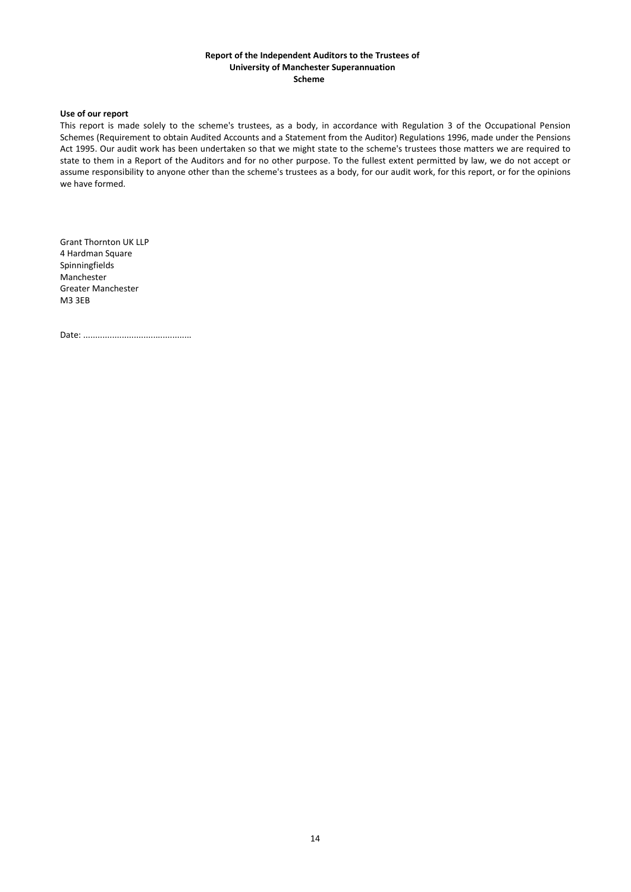**Report of the Independent Auditors to the Trustees of University of Manchester Superannuation Scheme**

**Use of our report**

This report is made solely to the scheme's trustees, as a body, in accordance with Regulation 3 of the Occupational Pension Schemes (Requirement to obtain Audited Accounts and a Statement from the Auditor) Regulations 1996, made under the Pensions Act 1995. Our audit work has been undertaken so that we might state to the scheme's trustees those matters we are required to state to them in a Report of the Auditors and for no other purpose. To the fullest extent permitted by law, we do not accept or assume responsibility to anyone other than the scheme's trustees as a body, for our audit work, for this report, or for the opinions we have formed.

Grant Thornton UK LLP
4 Hardman Square
Spinningfields
Manchester
Greater Manchester
M3 3EB

Date: ............................................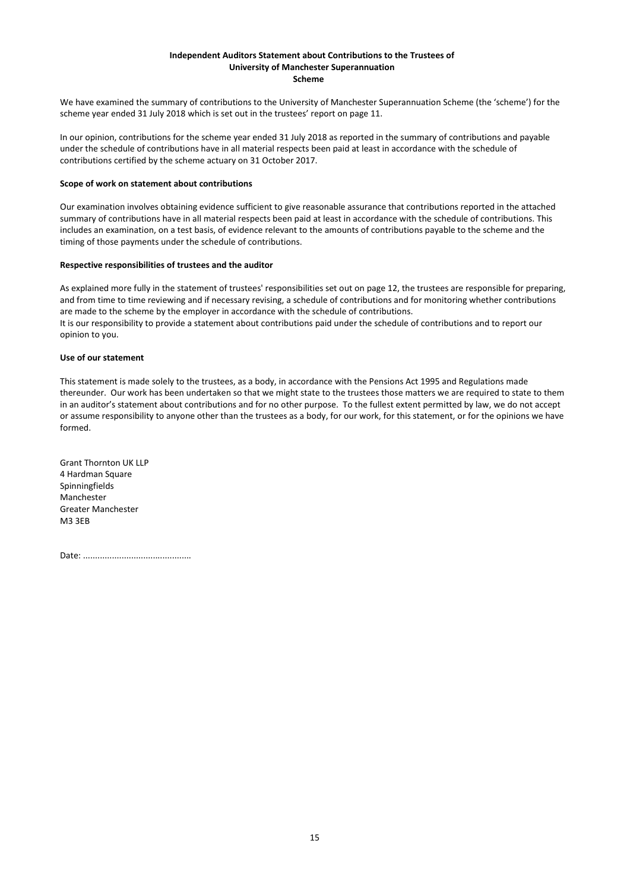## Independent Auditors Statement about Contributions to the Trustees of University of Manchester Superannuation Scheme

We have examined the summary of contributions to the University of Manchester Superannuation Scheme (the 'scheme') for the scheme year ended 31 July 2018 which is set out in the trustees' report on page 11.

In our opinion, contributions for the scheme year ended 31 July 2018 as reported in the summary of contributions and payable under the schedule of contributions have in all material respects been paid at least in accordance with the schedule of contributions certified by the scheme actuary on 31 October 2017.

### Scope of work on statement about contributions

Our examination involves obtaining evidence sufficient to give reasonable assurance that contributions reported in the attached summary of contributions have in all material respects been paid at least in accordance with the schedule of contributions. This includes an examination, on a test basis, of evidence relevant to the amounts of contributions payable to the scheme and the timing of those payments under the schedule of contributions.

### Respective responsibilities of trustees and the auditor

As explained more fully in the statement of trustees' responsibilities set out on page 12, the trustees are responsible for preparing, and from time to time reviewing and if necessary revising, a schedule of contributions and for monitoring whether contributions are made to the scheme by the employer in accordance with the schedule of contributions.
It is our responsibility to provide a statement about contributions paid under the schedule of contributions and to report our opinion to you.

### Use of our statement

This statement is made solely to the trustees, as a body, in accordance with the Pensions Act 1995 and Regulations made thereunder. Our work has been undertaken so that we might state to the trustees those matters we are required to state to them in an auditor's statement about contributions and for no other purpose. To the fullest extent permitted by law, we do not accept or assume responsibility to anyone other than the trustees as a body, for our work, for this statement, or for the opinions we have formed.

Grant Thornton UK LLP
4 Hardman Square
Spinningfields
Manchester
Greater Manchester
M3 3EB

Date: ............................................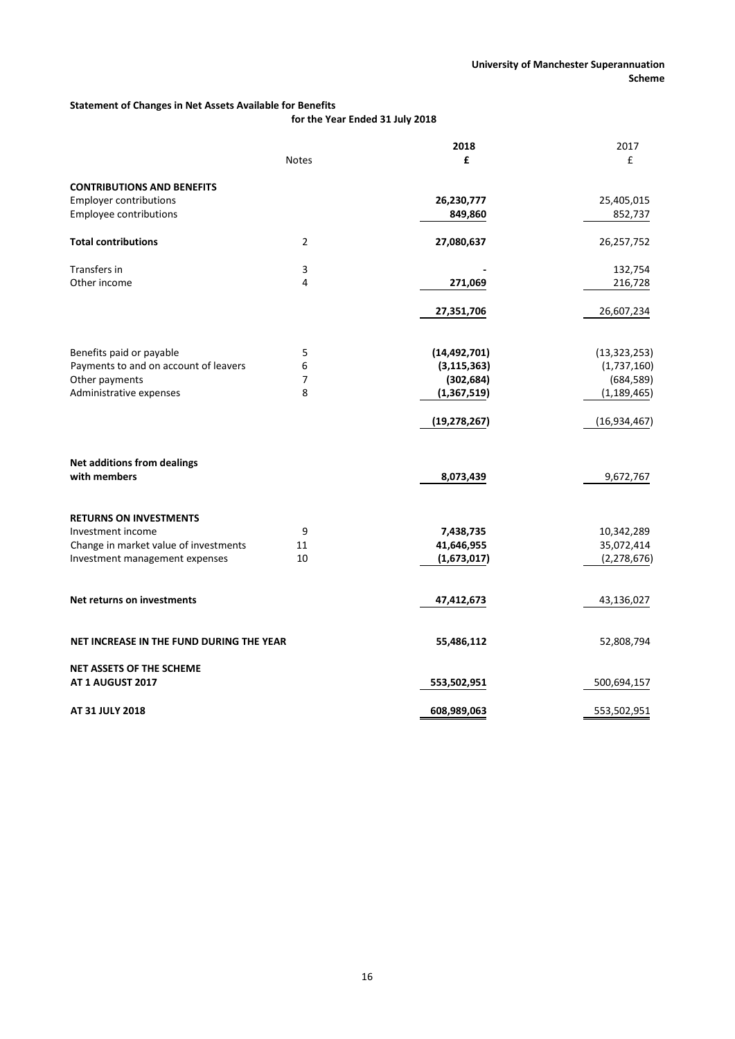**University of Manchester Superannuation Scheme**

**Statement of Changes in Net Assets Available for Benefits**
**for the Year Ended 31 July 2018**

| | Notes | 2018 £ | 2017 £ |
|---|---|---|---|
| **CONTRIBUTIONS AND BENEFITS** | | | |
| Employer contributions | | **26,230,777** | 25,405,015 |
| Employee contributions | | **849,860** | 852,737 |
| **Total contributions** | 2 | **27,080,637** | 26,257,752 |
| Transfers in | 3 | **-** | 132,754 |
| Other income | 4 | **271,069** | 216,728 |
| | | **27,351,706** | 26,607,234 |
| Benefits paid or payable | 5 | **(14,492,701)** | (13,323,253) |
| Payments to and on account of leavers | 6 | **(3,115,363)** | (1,737,160) |
| Other payments | 7 | **(302,684)** | (684,589) |
| Administrative expenses | 8 | **(1,367,519)** | (1,189,465) |
| | | **(19,278,267)** | (16,934,467) |
| **Net additions from dealings with members** | | **8,073,439** | 9,672,767 |
| **RETURNS ON INVESTMENTS** | | | |
| Investment income | 9 | **7,438,735** | 10,342,289 |
| Change in market value of investments | 11 | **41,646,955** | 35,072,414 |
| Investment management expenses | 10 | **(1,673,017)** | (2,278,676) |
| **Net returns on investments** | | **47,412,673** | 43,136,027 |
| **NET INCREASE IN THE FUND DURING THE YEAR** | | **55,486,112** | 52,808,794 |
| **NET ASSETS OF THE SCHEME AT 1 AUGUST 2017** | | **553,502,951** | 500,694,157 |
| **AT 31 JULY 2018** | | **608,989,063** | 553,502,951 |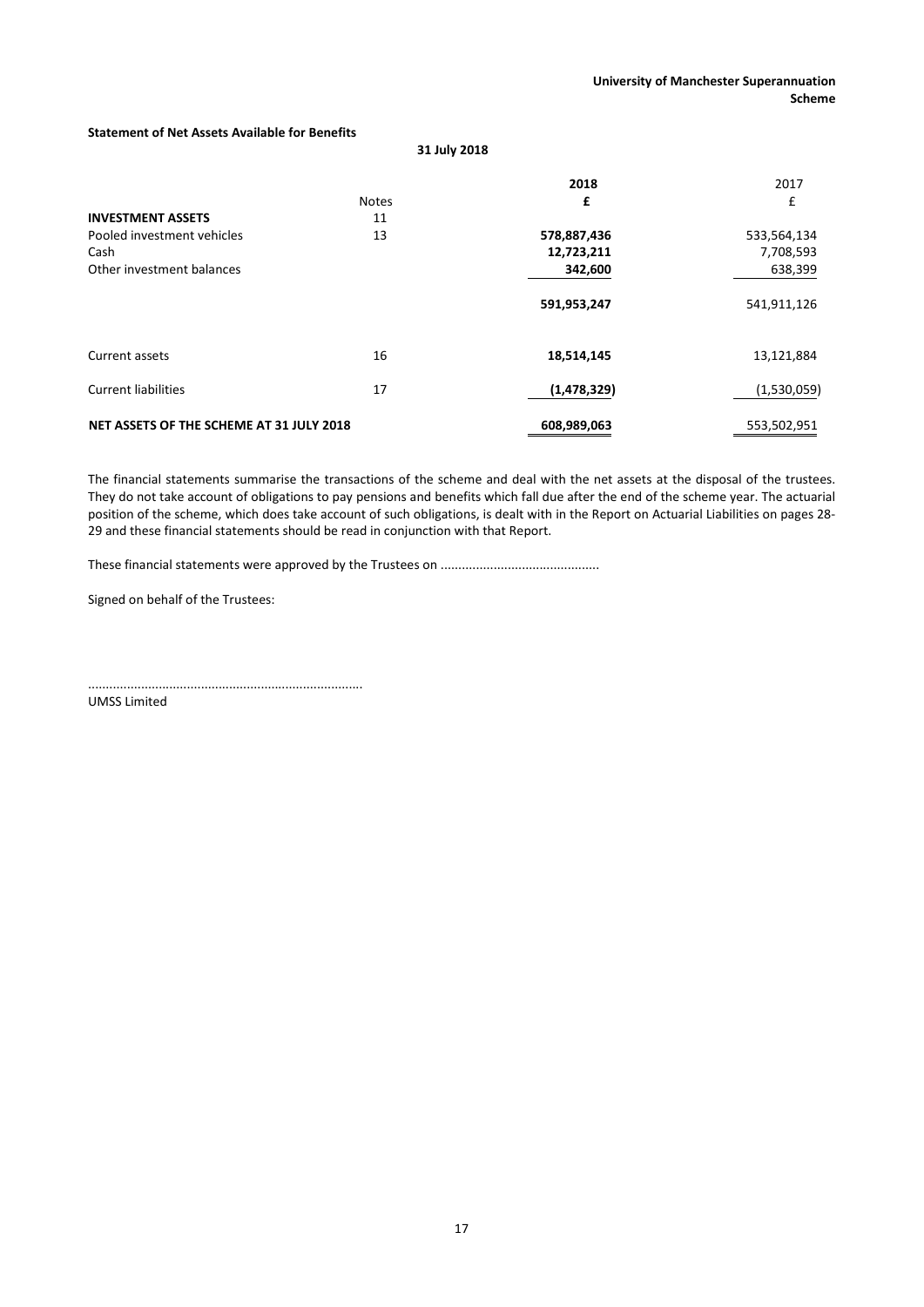**Statement of Net Assets Available for Benefits**

**31 July 2018**

| | Notes | **2018** | 2017 |
|---|---|---|---|
| | | **£** | £ |
| **INVESTMENT ASSETS** | 11 | | |
| Pooled investment vehicles | 13 | **578,887,436** | 533,564,134 |
| Cash | | **12,723,211** | 7,708,593 |
| Other investment balances | | **342,600** | 638,399 |
| | | **591,953,247** | 541,911,126 |
| Current assets | 16 | **18,514,145** | 13,121,884 |
| Current liabilities | 17 | **(1,478,329)** | (1,530,059) |
| **NET ASSETS OF THE SCHEME AT 31 JULY 2018** | | **608,989,063** | 553,502,951 |

The financial statements summarise the transactions of the scheme and deal with the net assets at the disposal of the trustees. They do not take account of obligations to pay pensions and benefits which fall due after the end of the scheme year. The actuarial position of the scheme, which does take account of such obligations, is dealt with in the Report on Actuarial Liabilities on pages 28-29 and these financial statements should be read in conjunction with that Report.

These financial statements were approved by the Trustees on .............................................

Signed on behalf of the Trustees:

............................................................................
UMSS Limited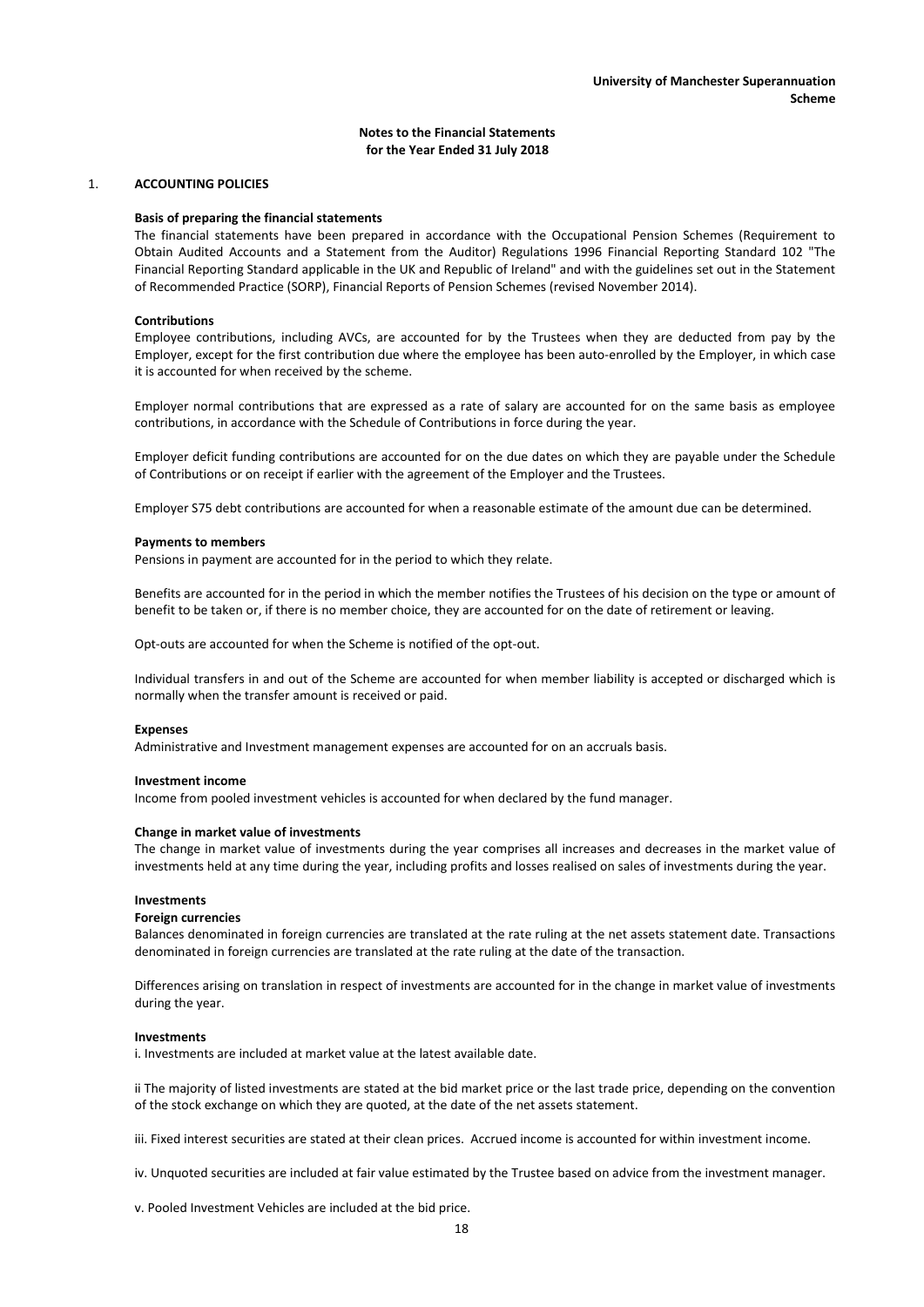**University of Manchester Superannuation Scheme**

## Notes to the Financial Statements for the Year Ended 31 July 2018

### 1. ACCOUNTING POLICIES

**Basis of preparing the financial statements**

The financial statements have been prepared in accordance with the Occupational Pension Schemes (Requirement to Obtain Audited Accounts and a Statement from the Auditor) Regulations 1996 Financial Reporting Standard 102 "The Financial Reporting Standard applicable in the UK and Republic of Ireland" and with the guidelines set out in the Statement of Recommended Practice (SORP), Financial Reports of Pension Schemes (revised November 2014).

**Contributions**

Employee contributions, including AVCs, are accounted for by the Trustees when they are deducted from pay by the Employer, except for the first contribution due where the employee has been auto-enrolled by the Employer, in which case it is accounted for when received by the scheme.

Employer normal contributions that are expressed as a rate of salary are accounted for on the same basis as employee contributions, in accordance with the Schedule of Contributions in force during the year.

Employer deficit funding contributions are accounted for on the due dates on which they are payable under the Schedule of Contributions or on receipt if earlier with the agreement of the Employer and the Trustees.

Employer S75 debt contributions are accounted for when a reasonable estimate of the amount due can be determined.

**Payments to members**

Pensions in payment are accounted for in the period to which they relate.

Benefits are accounted for in the period in which the member notifies the Trustees of his decision on the type or amount of benefit to be taken or, if there is no member choice, they are accounted for on the date of retirement or leaving.

Opt-outs are accounted for when the Scheme is notified of the opt-out.

Individual transfers in and out of the Scheme are accounted for when member liability is accepted or discharged which is normally when the transfer amount is received or paid.

**Expenses**

Administrative and Investment management expenses are accounted for on an accruals basis.

**Investment income**

Income from pooled investment vehicles is accounted for when declared by the fund manager.

**Change in market value of investments**

The change in market value of investments during the year comprises all increases and decreases in the market value of investments held at any time during the year, including profits and losses realised on sales of investments during the year.

**Investments**

**Foreign currencies**

Balances denominated in foreign currencies are translated at the rate ruling at the net assets statement date. Transactions denominated in foreign currencies are translated at the rate ruling at the date of the transaction.

Differences arising on translation in respect of investments are accounted for in the change in market value of investments during the year.

**Investments**

i. Investments are included at market value at the latest available date.

ii The majority of listed investments are stated at the bid market price or the last trade price, depending on the convention of the stock exchange on which they are quoted, at the date of the net assets statement.

iii. Fixed interest securities are stated at their clean prices. Accrued income is accounted for within investment income.

iv. Unquoted securities are included at fair value estimated by the Trustee based on advice from the investment manager.

v. Pooled Investment Vehicles are included at the bid price.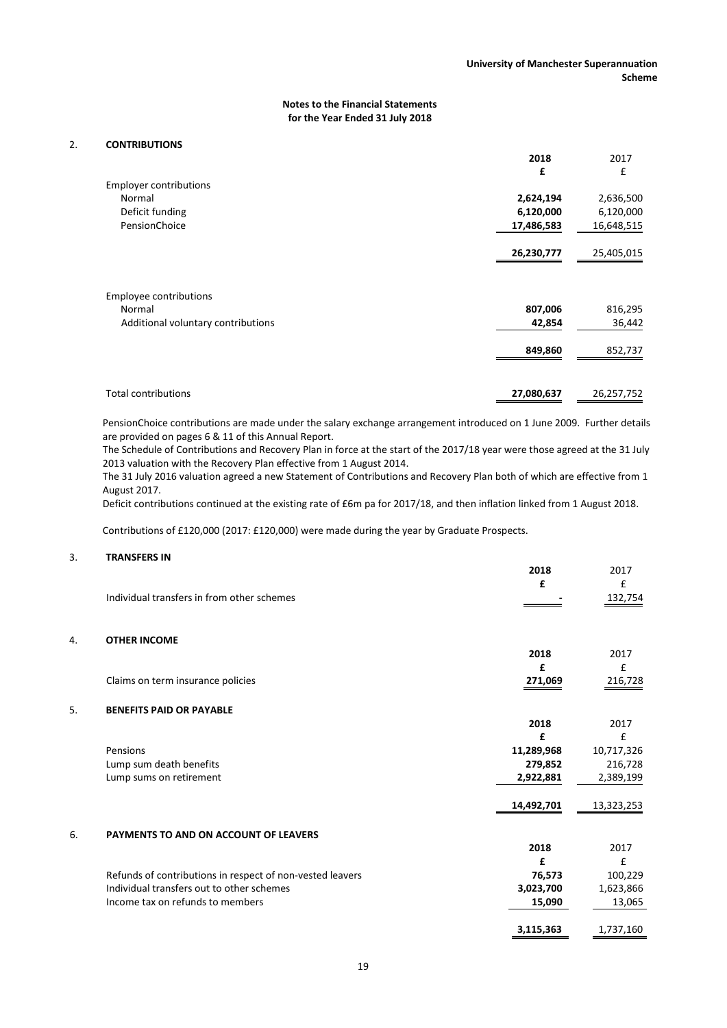## Notes to the Financial Statements for the Year Ended 31 July 2018

### 2. CONTRIBUTIONS

| | **2018** | 2017 |
|---|---|---|
| | **£** | £ |
| Employer contributions | | |
| Normal | **2,624,194** | 2,636,500 |
| Deficit funding | **6,120,000** | 6,120,000 |
| PensionChoice | **17,486,583** | 16,648,515 |
| | **26,230,777** | 25,405,015 |
| Employee contributions | | |
| Normal | **807,006** | 816,295 |
| Additional voluntary contributions | **42,854** | 36,442 |
| | **849,860** | 852,737 |
| Total contributions | **27,080,637** | 26,257,752 |

PensionChoice contributions are made under the salary exchange arrangement introduced on 1 June 2009. Further details are provided on pages 6 & 11 of this Annual Report.

The Schedule of Contributions and Recovery Plan in force at the start of the 2017/18 year were those agreed at the 31 July 2013 valuation with the Recovery Plan effective from 1 August 2014.

The 31 July 2016 valuation agreed a new Statement of Contributions and Recovery Plan both of which are effective from 1 August 2017.

Deficit contributions continued at the existing rate of £6m pa for 2017/18, and then inflation linked from 1 August 2018.

Contributions of £120,000 (2017: £120,000) were made during the year by Graduate Prospects.

### 3. TRANSFERS IN

| | **2018** | 2017 |
|---|---|---|
| | **£** | £ |
| Individual transfers in from other schemes | **-** | 132,754 |

### 4. OTHER INCOME

| | **2018** | 2017 |
|---|---|---|
| | **£** | £ |
| Claims on term insurance policies | **271,069** | 216,728 |

### 5. BENEFITS PAID OR PAYABLE

| | **2018** | 2017 |
|---|---|---|
| | **£** | £ |
| Pensions | **11,289,968** | 10,717,326 |
| Lump sum death benefits | **279,852** | 216,728 |
| Lump sums on retirement | **2,922,881** | 2,389,199 |
| | **14,492,701** | 13,323,253 |

### 6. PAYMENTS TO AND ON ACCOUNT OF LEAVERS

| | **2018** | 2017 |
|---|---|---|
| | **£** | £ |
| Refunds of contributions in respect of non-vested leavers | **76,573** | 100,229 |
| Individual transfers out to other schemes | **3,023,700** | 1,623,866 |
| Income tax on refunds to members | **15,090** | 13,065 |
| | **3,115,363** | 1,737,160 |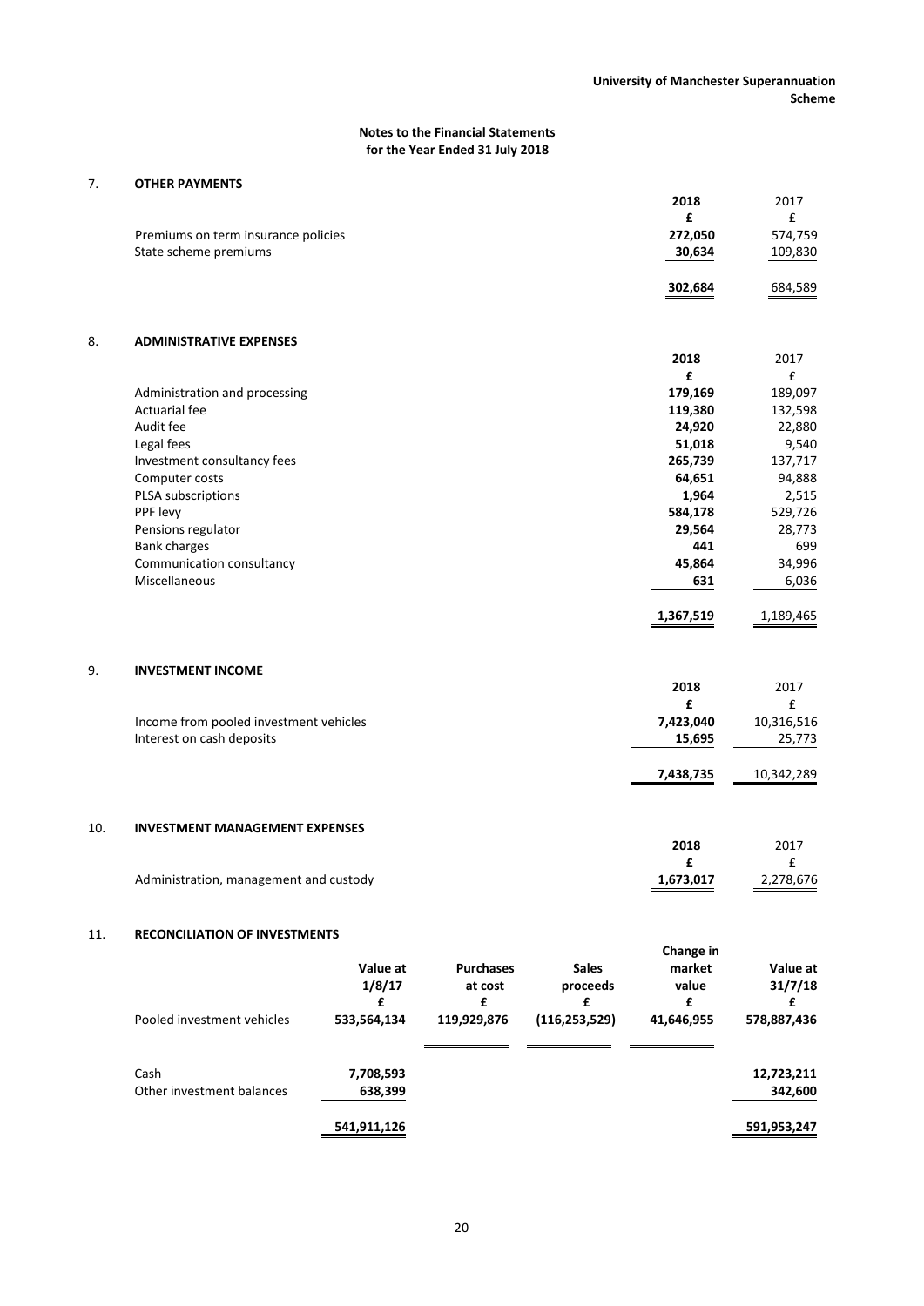# Notes to the Financial Statements for the Year Ended 31 July 2018

## 7. OTHER PAYMENTS

| | 2018 | 2017 |
|---|---|---|
| | £ | £ |
| Premiums on term insurance policies | 272,050 | 574,759 |
| State scheme premiums | 30,634 | 109,830 |
| | **302,684** | 684,589 |

## 8. ADMINISTRATIVE EXPENSES

| | 2018 | 2017 |
|---|---|---|
| | £ | £ |
| Administration and processing | 179,169 | 189,097 |
| Actuarial fee | 119,380 | 132,598 |
| Audit fee | 24,920 | 22,880 |
| Legal fees | 51,018 | 9,540 |
| Investment consultancy fees | 265,739 | 137,717 |
| Computer costs | 64,651 | 94,888 |
| PLSA subscriptions | 1,964 | 2,515 |
| PPF levy | 584,178 | 529,726 |
| Pensions regulator | 29,564 | 28,773 |
| Bank charges | 441 | 699 |
| Communication consultancy | 45,864 | 34,996 |
| Miscellaneous | 631 | 6,036 |
| | **1,367,519** | 1,189,465 |

## 9. INVESTMENT INCOME

| | 2018 | 2017 |
|---|---|---|
| | £ | £ |
| Income from pooled investment vehicles | 7,423,040 | 10,316,516 |
| Interest on cash deposits | 15,695 | 25,773 |
| | **7,438,735** | 10,342,289 |

## 10. INVESTMENT MANAGEMENT EXPENSES

| | 2018 | 2017 |
|---|---|---|
| | £ | £ |
| Administration, management and custody | 1,673,017 | 2,278,676 |

## 11. RECONCILIATION OF INVESTMENTS

| | Value at 1/8/17 | Purchases at cost | Sales proceeds | Change in market value | Value at 31/7/18 |
|---|---|---|---|---|---|
| | £ | £ | £ | £ | £ |
| Pooled investment vehicles | 533,564,134 | 119,929,876 | (116,253,529) | 41,646,955 | 578,887,436 |
| Cash | 7,708,593 | | | | 12,723,211 |
| Other investment balances | 638,399 | | | | 342,600 |
| | **541,911,126** | | | | **591,953,247** |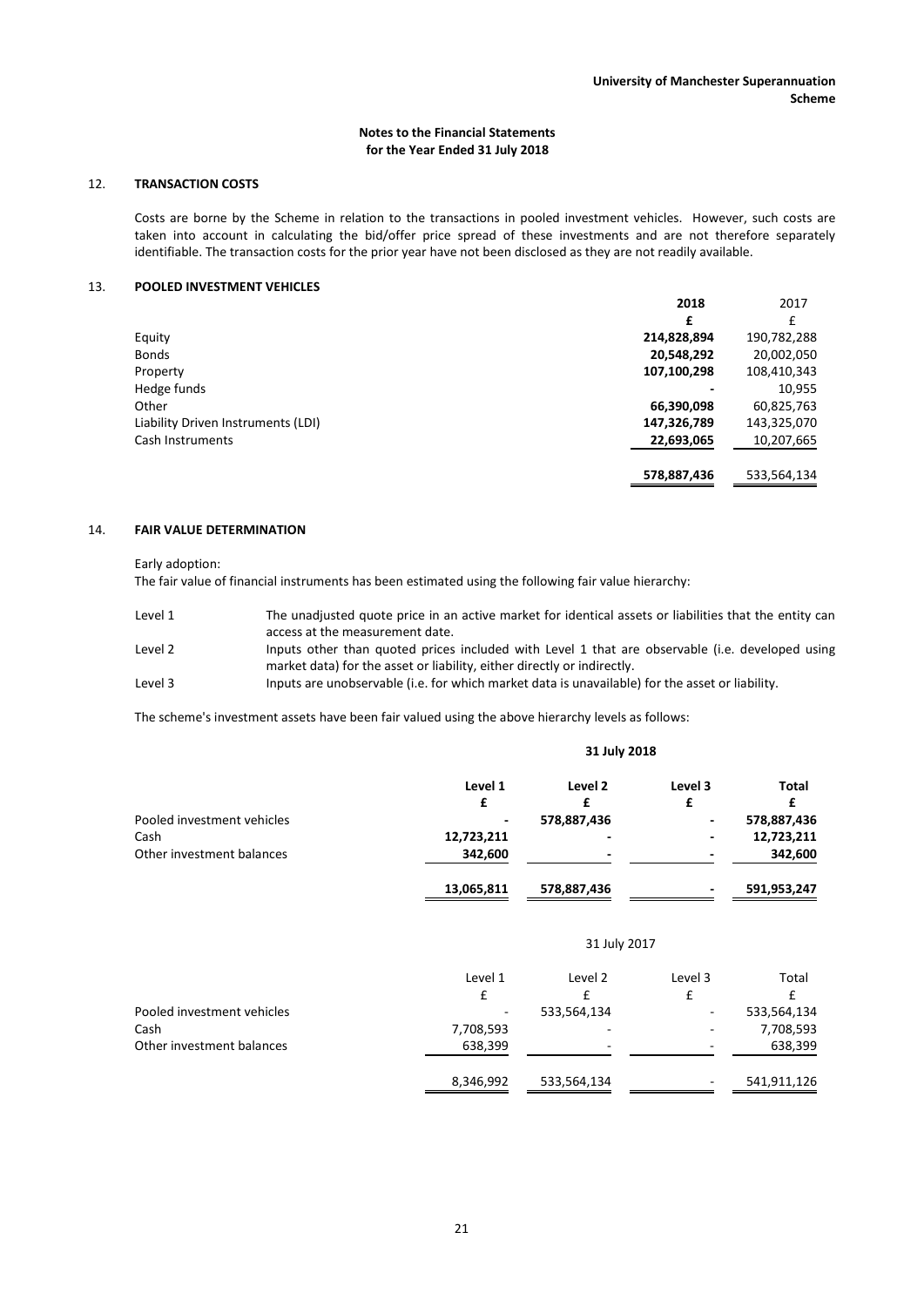## Notes to the Financial Statements for the Year Ended 31 July 2018

### 12. TRANSACTION COSTS

Costs are borne by the Scheme in relation to the transactions in pooled investment vehicles. However, such costs are taken into account in calculating the bid/offer price spread of these investments and are not therefore separately identifiable. The transaction costs for the prior year have not been disclosed as they are not readily available.

### 13. POOLED INVESTMENT VEHICLES

| | **2018** | 2017 |
|---|---|---|
| | **£** | £ |
| Equity | **214,828,894** | 190,782,288 |
| Bonds | **20,548,292** | 20,002,050 |
| Property | **107,100,298** | 108,410,343 |
| Hedge funds | **-** | 10,955 |
| Other | **66,390,098** | 60,825,763 |
| Liability Driven Instruments (LDI) | **147,326,789** | 143,325,070 |
| Cash Instruments | **22,693,065** | 10,207,665 |
| | **578,887,436** | 533,564,134 |

### 14. FAIR VALUE DETERMINATION

Early adoption:
The fair value of financial instruments has been estimated using the following fair value hierarchy:

| | |
|---|---|
| Level 1 | The unadjusted quote price in an active market for identical assets or liabilities that the entity can access at the measurement date. |
| Level 2 | Inputs other than quoted prices included with Level 1 that are observable (i.e. developed using market data) for the asset or liability, either directly or indirectly. |
| Level 3 | Inputs are unobservable (i.e. for which market data is unavailable) for the asset or liability. |

The scheme's investment assets have been fair valued using the above hierarchy levels as follows:

| | **31 July 2018** | | | |
|---|---|---|---|---|
| | **Level 1** | **Level 2** | **Level 3** | **Total** |
| | **£** | **£** | **£** | **£** |
| Pooled investment vehicles | **-** | **578,887,436** | **-** | **578,887,436** |
| Cash | **12,723,211** | **-** | **-** | **12,723,211** |
| Other investment balances | **342,600** | **-** | **-** | **342,600** |
| | **13,065,811** | **578,887,436** | **-** | **591,953,247** |

| | 31 July 2017 | | | |
|---|---|---|---|---|
| | Level 1 | Level 2 | Level 3 | Total |
| | £ | £ | £ | £ |
| Pooled investment vehicles | - | 533,564,134 | - | 533,564,134 |
| Cash | 7,708,593 | - | - | 7,708,593 |
| Other investment balances | 638,399 | - | - | 638,399 |
| | 8,346,992 | 533,564,134 | - | 541,911,126 |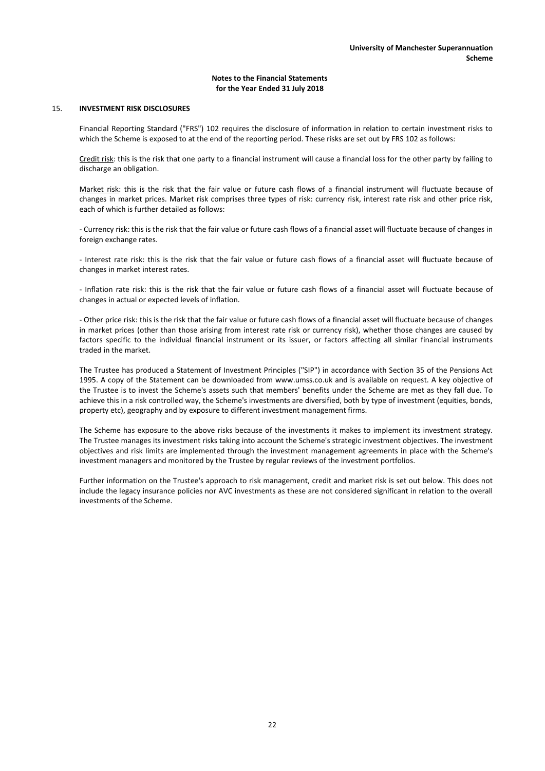## 15. INVESTMENT RISK DISCLOSURES

Financial Reporting Standard ("FRS") 102 requires the disclosure of information in relation to certain investment risks to which the Scheme is exposed to at the end of the reporting period. These risks are set out by FRS 102 as follows:

Credit risk: this is the risk that one party to a financial instrument will cause a financial loss for the other party by failing to discharge an obligation.

Market risk: this is the risk that the fair value or future cash flows of a financial instrument will fluctuate because of changes in market prices. Market risk comprises three types of risk: currency risk, interest rate risk and other price risk, each of which is further detailed as follows:

- Currency risk: this is the risk that the fair value or future cash flows of a financial asset will fluctuate because of changes in foreign exchange rates.

- Interest rate risk: this is the risk that the fair value or future cash flows of a financial asset will fluctuate because of changes in market interest rates.

- Inflation rate risk: this is the risk that the fair value or future cash flows of a financial asset will fluctuate because of changes in actual or expected levels of inflation.

- Other price risk: this is the risk that the fair value or future cash flows of a financial asset will fluctuate because of changes in market prices (other than those arising from interest rate risk or currency risk), whether those changes are caused by factors specific to the individual financial instrument or its issuer, or factors affecting all similar financial instruments traded in the market.

The Trustee has produced a Statement of Investment Principles ("SIP") in accordance with Section 35 of the Pensions Act 1995. A copy of the Statement can be downloaded from www.umss.co.uk and is available on request. A key objective of the Trustee is to invest the Scheme's assets such that members' benefits under the Scheme are met as they fall due. To achieve this in a risk controlled way, the Scheme's investments are diversified, both by type of investment (equities, bonds, property etc), geography and by exposure to different investment management firms.

The Scheme has exposure to the above risks because of the investments it makes to implement its investment strategy. The Trustee manages its investment risks taking into account the Scheme's strategic investment objectives. The investment objectives and risk limits are implemented through the investment management agreements in place with the Scheme's investment managers and monitored by the Trustee by regular reviews of the investment portfolios.

Further information on the Trustee's approach to risk management, credit and market risk is set out below. This does not include the legacy insurance policies nor AVC investments as these are not considered significant in relation to the overall investments of the Scheme.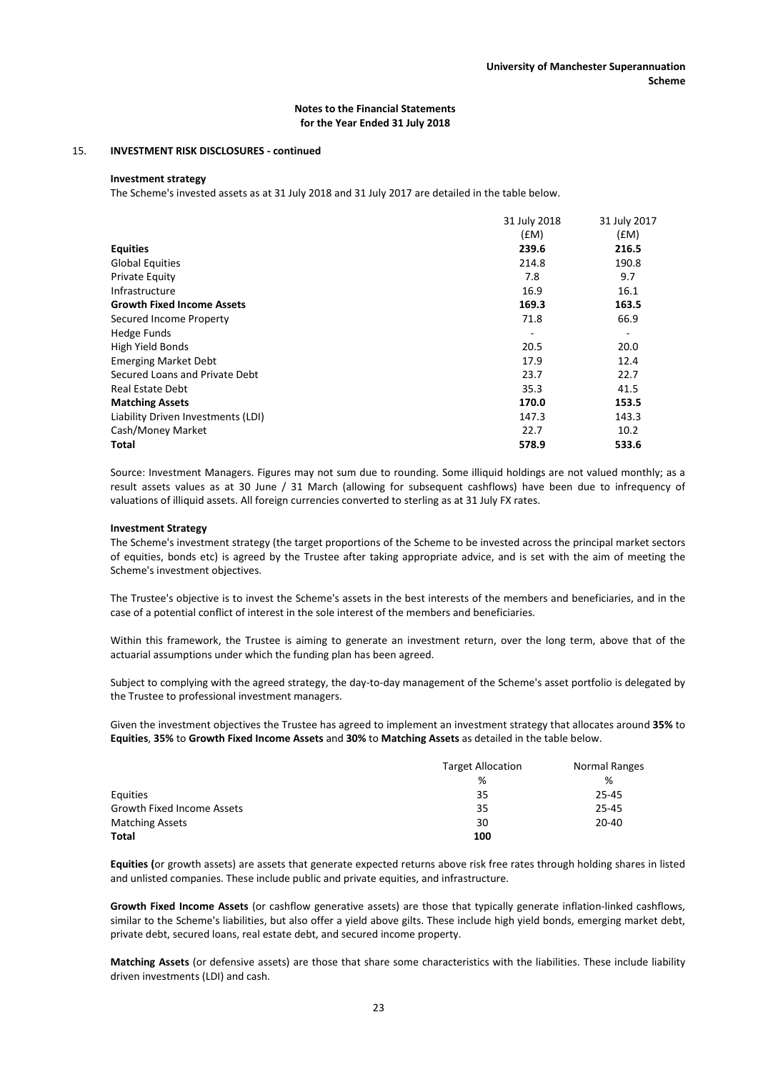## 15. INVESTMENT RISK DISCLOSURES - continued

### Investment strategy

The Scheme's invested assets as at 31 July 2018 and 31 July 2017 are detailed in the table below.

| | 31 July 2018 (£M) | 31 July 2017 (£M) |
|---|---|---|
| **Equities** | **239.6** | **216.5** |
| Global Equities | 214.8 | 190.8 |
| Private Equity | 7.8 | 9.7 |
| Infrastructure | 16.9 | 16.1 |
| **Growth Fixed Income Assets** | **169.3** | **163.5** |
| Secured Income Property | 71.8 | 66.9 |
| Hedge Funds | - | - |
| High Yield Bonds | 20.5 | 20.0 |
| Emerging Market Debt | 17.9 | 12.4 |
| Secured Loans and Private Debt | 23.7 | 22.7 |
| Real Estate Debt | 35.3 | 41.5 |
| **Matching Assets** | **170.0** | **153.5** |
| Liability Driven Investments (LDI) | 147.3 | 143.3 |
| Cash/Money Market | 22.7 | 10.2 |
| **Total** | **578.9** | **533.6** |

Source: Investment Managers. Figures may not sum due to rounding. Some illiquid holdings are not valued monthly; as a result assets values as at 30 June / 31 March (allowing for subsequent cashflows) have been due to infrequency of valuations of illiquid assets. All foreign currencies converted to sterling as at 31 July FX rates.

### Investment Strategy

The Scheme's investment strategy (the target proportions of the Scheme to be invested across the principal market sectors of equities, bonds etc) is agreed by the Trustee after taking appropriate advice, and is set with the aim of meeting the Scheme's investment objectives.

The Trustee's objective is to invest the Scheme's assets in the best interests of the members and beneficiaries, and in the case of a potential conflict of interest in the sole interest of the members and beneficiaries.

Within this framework, the Trustee is aiming to generate an investment return, over the long term, above that of the actuarial assumptions under which the funding plan has been agreed.

Subject to complying with the agreed strategy, the day-to-day management of the Scheme's asset portfolio is delegated by the Trustee to professional investment managers.

Given the investment objectives the Trustee has agreed to implement an investment strategy that allocates around **35%** to **Equities**, **35%** to **Growth Fixed Income Assets** and **30%** to **Matching Assets** as detailed in the table below.

| | Target Allocation % | Normal Ranges % |
|---|---|---|
| Equities | 35 | 25-45 |
| Growth Fixed Income Assets | 35 | 25-45 |
| Matching Assets | 30 | 20-40 |
| **Total** | **100** | |

**Equities (**or growth assets) are assets that generate expected returns above risk free rates through holding shares in listed and unlisted companies. These include public and private equities, and infrastructure.

**Growth Fixed Income Assets** (or cashflow generative assets) are those that typically generate inflation-linked cashflows, similar to the Scheme's liabilities, but also offer a yield above gilts. These include high yield bonds, emerging market debt, private debt, secured loans, real estate debt, and secured income property.

**Matching Assets** (or defensive assets) are those that share some characteristics with the liabilities. These include liability driven investments (LDI) and cash.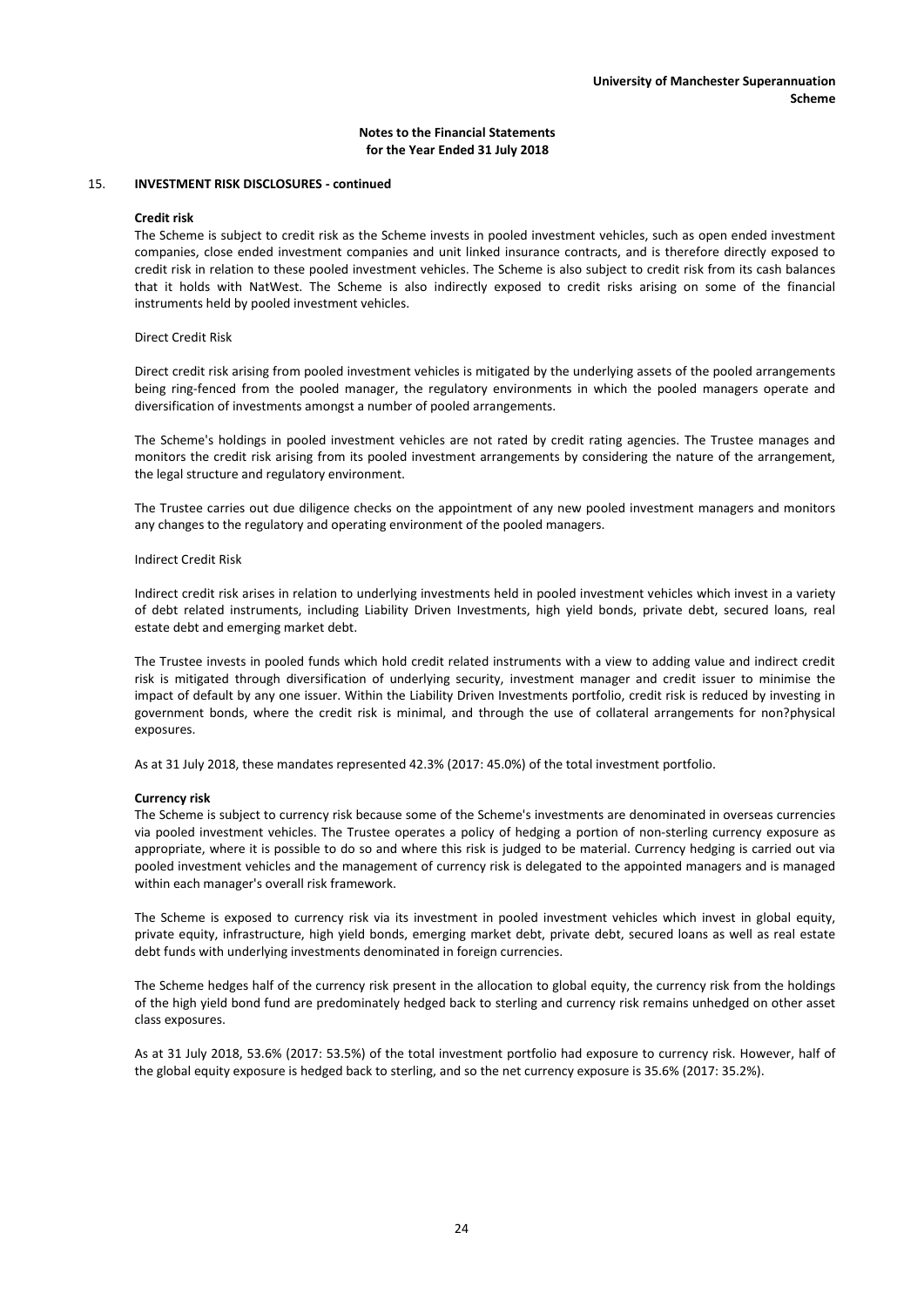## 15. INVESTMENT RISK DISCLOSURES - continued

### Credit risk

The Scheme is subject to credit risk as the Scheme invests in pooled investment vehicles, such as open ended investment companies, close ended investment companies and unit linked insurance contracts, and is therefore directly exposed to credit risk in relation to these pooled investment vehicles. The Scheme is also subject to credit risk from its cash balances that it holds with NatWest. The Scheme is also indirectly exposed to credit risks arising on some of the financial instruments held by pooled investment vehicles.

Direct Credit Risk

Direct credit risk arising from pooled investment vehicles is mitigated by the underlying assets of the pooled arrangements being ring-fenced from the pooled manager, the regulatory environments in which the pooled managers operate and diversification of investments amongst a number of pooled arrangements.

The Scheme's holdings in pooled investment vehicles are not rated by credit rating agencies. The Trustee manages and monitors the credit risk arising from its pooled investment arrangements by considering the nature of the arrangement, the legal structure and regulatory environment.

The Trustee carries out due diligence checks on the appointment of any new pooled investment managers and monitors any changes to the regulatory and operating environment of the pooled managers.

Indirect Credit Risk

Indirect credit risk arises in relation to underlying investments held in pooled investment vehicles which invest in a variety of debt related instruments, including Liability Driven Investments, high yield bonds, private debt, secured loans, real estate debt and emerging market debt.

The Trustee invests in pooled funds which hold credit related instruments with a view to adding value and indirect credit risk is mitigated through diversification of underlying security, investment manager and credit issuer to minimise the impact of default by any one issuer. Within the Liability Driven Investments portfolio, credit risk is reduced by investing in government bonds, where the credit risk is minimal, and through the use of collateral arrangements for non?physical exposures.

As at 31 July 2018, these mandates represented 42.3% (2017: 45.0%) of the total investment portfolio.

### Currency risk

The Scheme is subject to currency risk because some of the Scheme's investments are denominated in overseas currencies via pooled investment vehicles. The Trustee operates a policy of hedging a portion of non-sterling currency exposure as appropriate, where it is possible to do so and where this risk is judged to be material. Currency hedging is carried out via pooled investment vehicles and the management of currency risk is delegated to the appointed managers and is managed within each manager's overall risk framework.

The Scheme is exposed to currency risk via its investment in pooled investment vehicles which invest in global equity, private equity, infrastructure, high yield bonds, emerging market debt, private debt, secured loans as well as real estate debt funds with underlying investments denominated in foreign currencies.

The Scheme hedges half of the currency risk present in the allocation to global equity, the currency risk from the holdings of the high yield bond fund are predominately hedged back to sterling and currency risk remains unhedged on other asset class exposures.

As at 31 July 2018, 53.6% (2017: 53.5%) of the total investment portfolio had exposure to currency risk. However, half of the global equity exposure is hedged back to sterling, and so the net currency exposure is 35.6% (2017: 35.2%).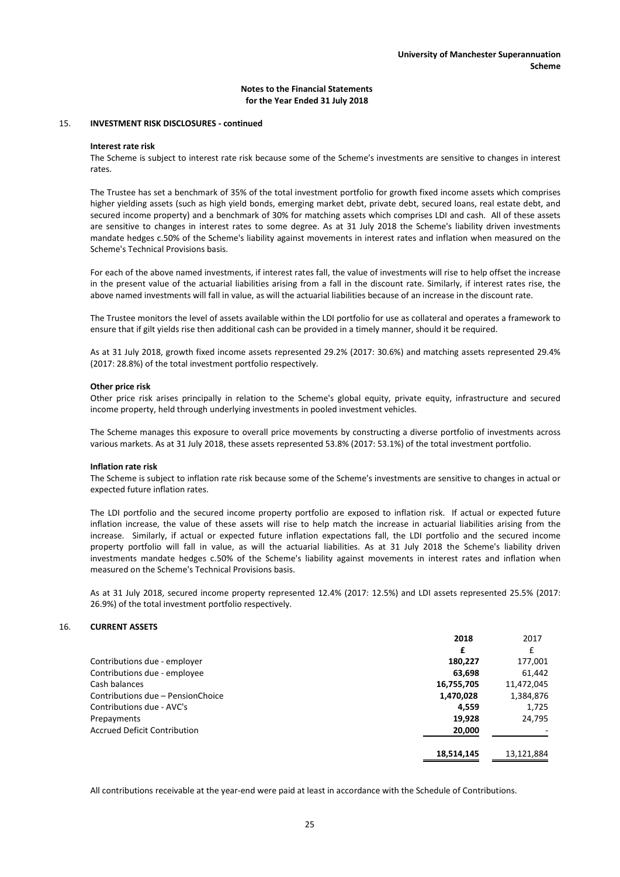### 15. INVESTMENT RISK DISCLOSURES - continued

**Interest rate risk**

The Scheme is subject to interest rate risk because some of the Scheme's investments are sensitive to changes in interest rates.

The Trustee has set a benchmark of 35% of the total investment portfolio for growth fixed income assets which comprises higher yielding assets (such as high yield bonds, emerging market debt, private debt, secured loans, real estate debt, and secured income property) and a benchmark of 30% for matching assets which comprises LDI and cash. All of these assets are sensitive to changes in interest rates to some degree. As at 31 July 2018 the Scheme's liability driven investments mandate hedges c.50% of the Scheme's liability against movements in interest rates and inflation when measured on the Scheme's Technical Provisions basis.

For each of the above named investments, if interest rates fall, the value of investments will rise to help offset the increase in the present value of the actuarial liabilities arising from a fall in the discount rate. Similarly, if interest rates rise, the above named investments will fall in value, as will the actuarial liabilities because of an increase in the discount rate.

The Trustee monitors the level of assets available within the LDI portfolio for use as collateral and operates a framework to ensure that if gilt yields rise then additional cash can be provided in a timely manner, should it be required.

As at 31 July 2018, growth fixed income assets represented 29.2% (2017: 30.6%) and matching assets represented 29.4% (2017: 28.8%) of the total investment portfolio respectively.

**Other price risk**

Other price risk arises principally in relation to the Scheme's global equity, private equity, infrastructure and secured income property, held through underlying investments in pooled investment vehicles.

The Scheme manages this exposure to overall price movements by constructing a diverse portfolio of investments across various markets. As at 31 July 2018, these assets represented 53.8% (2017: 53.1%) of the total investment portfolio.

**Inflation rate risk**

The Scheme is subject to inflation rate risk because some of the Scheme's investments are sensitive to changes in actual or expected future inflation rates.

The LDI portfolio and the secured income property portfolio are exposed to inflation risk. If actual or expected future inflation increase, the value of these assets will rise to help match the increase in actuarial liabilities arising from the increase. Similarly, if actual or expected future inflation expectations fall, the LDI portfolio and the secured income property portfolio will fall in value, as will the actuarial liabilities. As at 31 July 2018 the Scheme's liability driven investments mandate hedges c.50% of the Scheme's liability against movements in interest rates and inflation when measured on the Scheme's Technical Provisions basis.

As at 31 July 2018, secured income property represented 12.4% (2017: 12.5%) and LDI assets represented 25.5% (2017: 26.9%) of the total investment portfolio respectively.

### 16. CURRENT ASSETS

| | **2018** | 2017 |
|---|---|---|
| | **£** | £ |
| Contributions due - employer | **180,227** | 177,001 |
| Contributions due - employee | **63,698** | 61,442 |
| Cash balances | **16,755,705** | 11,472,045 |
| Contributions due – PensionChoice | **1,470,028** | 1,384,876 |
| Contributions due - AVC's | **4,559** | 1,725 |
| Prepayments | **19,928** | 24,795 |
| Accrued Deficit Contribution | **20,000** | - |
| | **18,514,145** | 13,121,884 |

All contributions receivable at the year-end were paid at least in accordance with the Schedule of Contributions.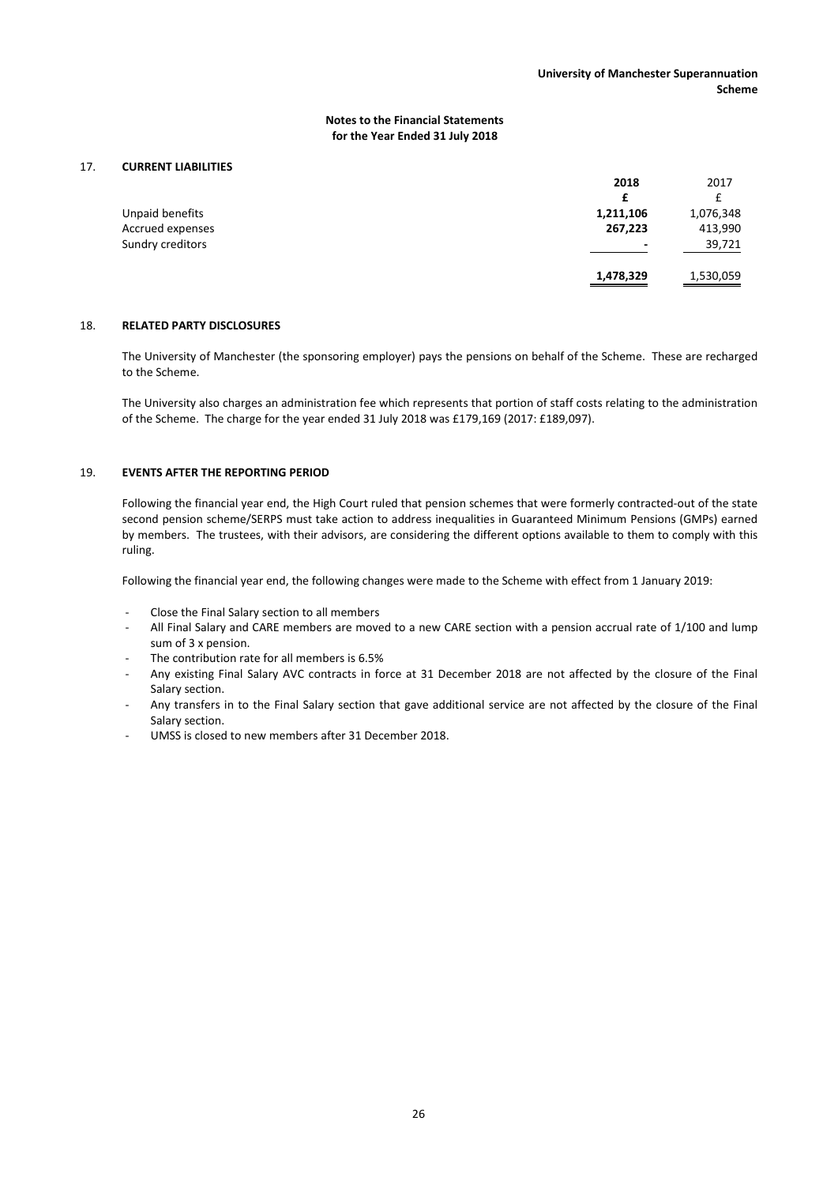**Notes to the Financial Statements**
**for the Year Ended 31 July 2018**

## 17. CURRENT LIABILITIES

| | 2018 | 2017 |
|---|---|---|
| | £ | £ |
| Unpaid benefits | 1,211,106 | 1,076,348 |
| Accrued expenses | 267,223 | 413,990 |
| Sundry creditors | - | 39,721 |
| | 1,478,329 | 1,530,059 |

## 18. RELATED PARTY DISCLOSURES

The University of Manchester (the sponsoring employer) pays the pensions on behalf of the Scheme. These are recharged to the Scheme.

The University also charges an administration fee which represents that portion of staff costs relating to the administration of the Scheme. The charge for the year ended 31 July 2018 was £179,169 (2017: £189,097).

## 19. EVENTS AFTER THE REPORTING PERIOD

Following the financial year end, the High Court ruled that pension schemes that were formerly contracted-out of the state second pension scheme/SERPS must take action to address inequalities in Guaranteed Minimum Pensions (GMPs) earned by members. The trustees, with their advisors, are considering the different options available to them to comply with this ruling.

Following the financial year end, the following changes were made to the Scheme with effect from 1 January 2019:

- Close the Final Salary section to all members
- All Final Salary and CARE members are moved to a new CARE section with a pension accrual rate of 1/100 and lump sum of 3 x pension.
- The contribution rate for all members is 6.5%
- Any existing Final Salary AVC contracts in force at 31 December 2018 are not affected by the closure of the Final Salary section.
- Any transfers in to the Final Salary section that gave additional service are not affected by the closure of the Final Salary section.
- UMSS is closed to new members after 31 December 2018.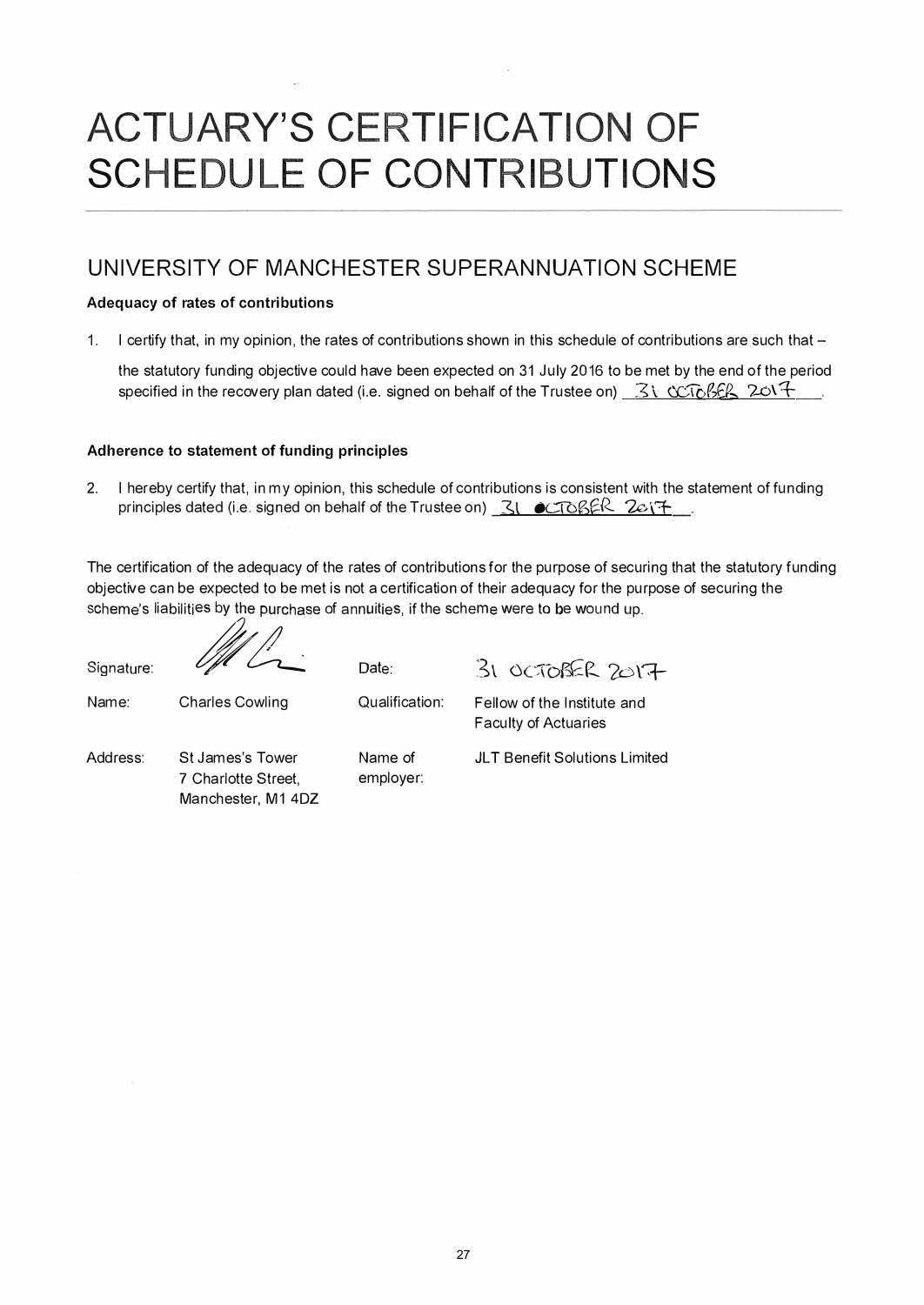# ACTUARY'S CERTIFICATION OF SCHEDULE OF CONTRIBUTIONS

## UNIVERSITY OF MANCHESTER SUPERANNUATION SCHEME

**Adequacy of rates of contributions**

1. I certify that, in my opinion, the rates of contributions shown in this schedule of contributions are such that –

   the statutory funding objective could have been expected on 31 July 2016 to be met by the end of the period specified in the recovery plan dated (i.e. signed on behalf of the Trustee on) 31 OCTOBER 2017.

**Adherence to statement of funding principles**

2. I hereby certify that, in my opinion, this schedule of contributions is consistent with the statement of funding principles dated (i.e. signed on behalf of the Trustee on) 31 OCTOBER 2017.

The certification of the adequacy of the rates of contributions for the purpose of securing that the statutory funding objective can be expected to be met is not a certification of their adequacy for the purpose of securing the scheme's liabilities by the purchase of annuities, if the scheme were to be wound up.

| | | | |
|---|---|---|---|
| Signature: | [signature] | Date: | 31 OCTOBER 2017 |
| Name: | Charles Cowling | Qualification: | Fellow of the Institute and Faculty of Actuaries |
| Address: | St James's Tower<br>7 Charlotte Street,<br>Manchester, M1 4DZ | Name of employer: | JLT Benefit Solutions Limited |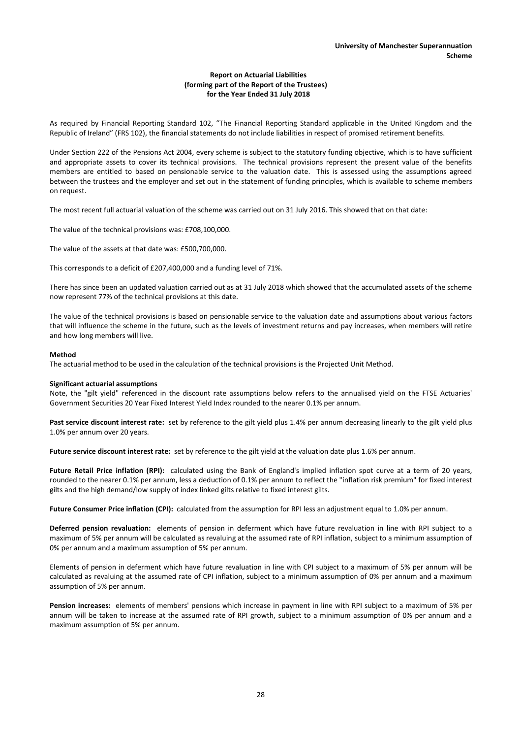**University of Manchester Superannuation Scheme**

# Report on Actuarial Liabilities
## (forming part of the Report of the Trustees)
## for the Year Ended 31 July 2018

As required by Financial Reporting Standard 102, "The Financial Reporting Standard applicable in the United Kingdom and the Republic of Ireland" (FRS 102), the financial statements do not include liabilities in respect of promised retirement benefits.

Under Section 222 of the Pensions Act 2004, every scheme is subject to the statutory funding objective, which is to have sufficient and appropriate assets to cover its technical provisions. The technical provisions represent the present value of the benefits members are entitled to based on pensionable service to the valuation date. This is assessed using the assumptions agreed between the trustees and the employer and set out in the statement of funding principles, which is available to scheme members on request.

The most recent full actuarial valuation of the scheme was carried out on 31 July 2016. This showed that on that date:

The value of the technical provisions was: £708,100,000.

The value of the assets at that date was: £500,700,000.

This corresponds to a deficit of £207,400,000 and a funding level of 71%.

There has since been an updated valuation carried out as at 31 July 2018 which showed that the accumulated assets of the scheme now represent 77% of the technical provisions at this date.

The value of the technical provisions is based on pensionable service to the valuation date and assumptions about various factors that will influence the scheme in the future, such as the levels of investment returns and pay increases, when members will retire and how long members will live.

**Method**

The actuarial method to be used in the calculation of the technical provisions is the Projected Unit Method.

**Significant actuarial assumptions**

Note, the "gilt yield" referenced in the discount rate assumptions below refers to the annualised yield on the FTSE Actuaries' Government Securities 20 Year Fixed Interest Yield Index rounded to the nearer 0.1% per annum.

**Past service discount interest rate:** set by reference to the gilt yield plus 1.4% per annum decreasing linearly to the gilt yield plus 1.0% per annum over 20 years.

**Future service discount interest rate:** set by reference to the gilt yield at the valuation date plus 1.6% per annum.

**Future Retail Price inflation (RPI):** calculated using the Bank of England's implied inflation spot curve at a term of 20 years, rounded to the nearer 0.1% per annum, less a deduction of 0.1% per annum to reflect the "inflation risk premium" for fixed interest gilts and the high demand/low supply of index linked gilts relative to fixed interest gilts.

**Future Consumer Price inflation (CPI):** calculated from the assumption for RPI less an adjustment equal to 1.0% per annum.

**Deferred pension revaluation:** elements of pension in deferment which have future revaluation in line with RPI subject to a maximum of 5% per annum will be calculated as revaluing at the assumed rate of RPI inflation, subject to a minimum assumption of 0% per annum and a maximum assumption of 5% per annum.

Elements of pension in deferment which have future revaluation in line with CPI subject to a maximum of 5% per annum will be calculated as revaluing at the assumed rate of CPI inflation, subject to a minimum assumption of 0% per annum and a maximum assumption of 5% per annum.

**Pension increases:** elements of members' pensions which increase in payment in line with RPI subject to a maximum of 5% per annum will be taken to increase at the assumed rate of RPI growth, subject to a minimum assumption of 0% per annum and a maximum assumption of 5% per annum.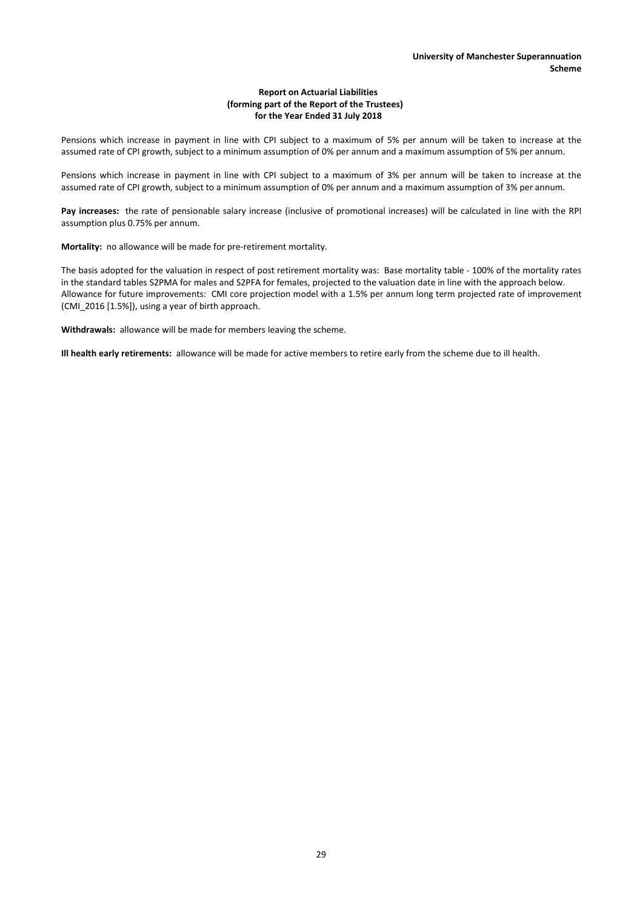**Report on Actuarial Liabilities**
**(forming part of the Report of the Trustees)**
**for the Year Ended 31 July 2018**

Pensions which increase in payment in line with CPI subject to a maximum of 5% per annum will be taken to increase at the assumed rate of CPI growth, subject to a minimum assumption of 0% per annum and a maximum assumption of 5% per annum.

Pensions which increase in payment in line with CPI subject to a maximum of 3% per annum will be taken to increase at the assumed rate of CPI growth, subject to a minimum assumption of 0% per annum and a maximum assumption of 3% per annum.

**Pay increases:** the rate of pensionable salary increase (inclusive of promotional increases) will be calculated in line with the RPI assumption plus 0.75% per annum.

**Mortality:** no allowance will be made for pre-retirement mortality.

The basis adopted for the valuation in respect of post retirement mortality was: Base mortality table - 100% of the mortality rates in the standard tables S2PMA for males and S2PFA for females, projected to the valuation date in line with the approach below. Allowance for future improvements: CMI core projection model with a 1.5% per annum long term projected rate of improvement (CMI_2016 [1.5%]), using a year of birth approach.

**Withdrawals:** allowance will be made for members leaving the scheme.

**Ill health early retirements:** allowance will be made for active members to retire early from the scheme due to ill health.